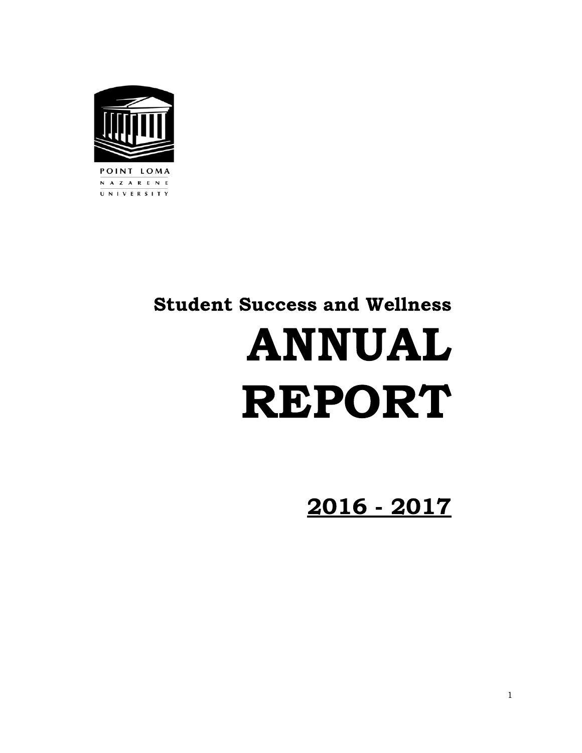POINT LOMA NAZARENE UNIVERSITY

## Student Success and Wellness

# ANNUAL REPORT

## 2016 - 2017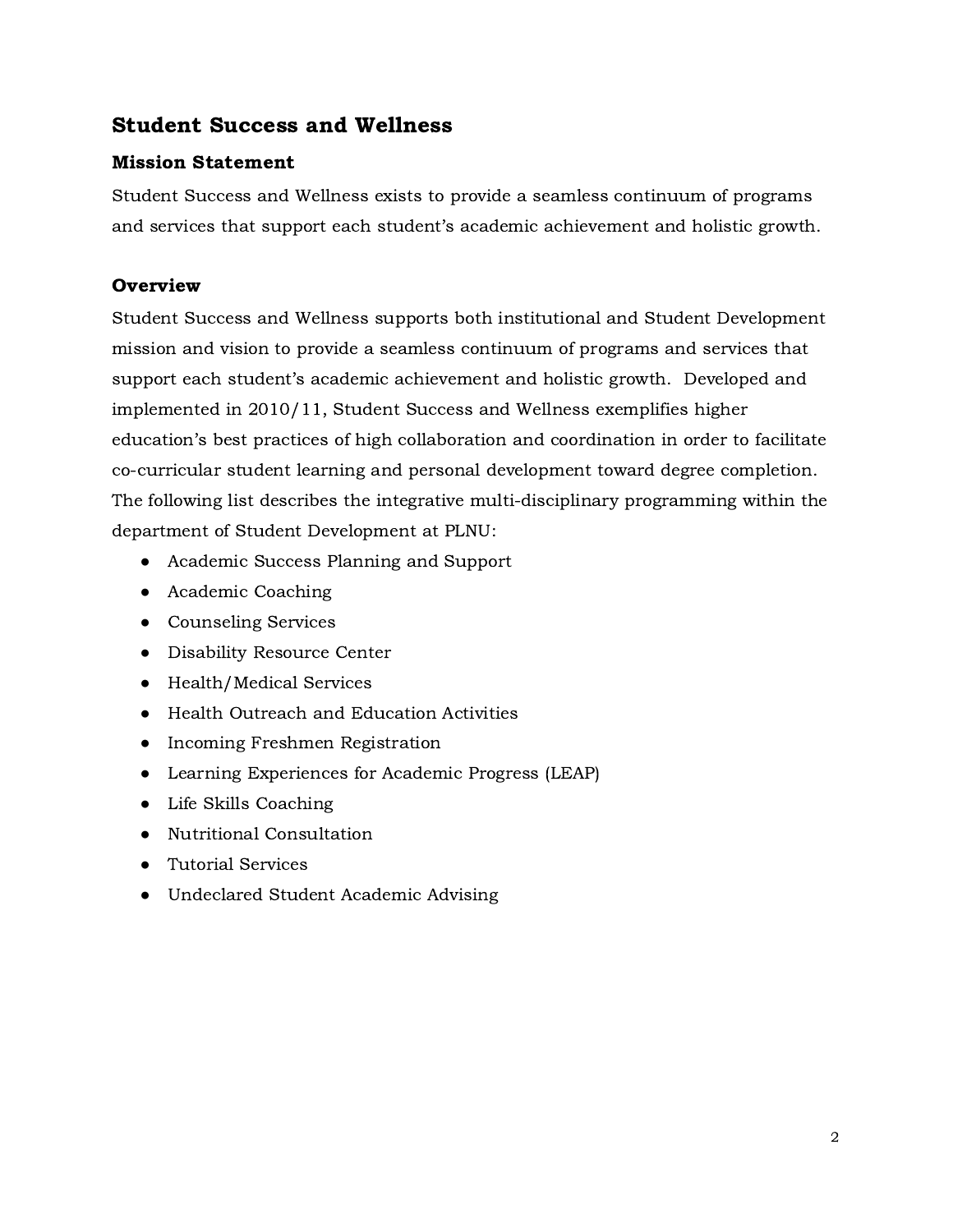## Student Success and Wellness

### Mission Statement

Student Success and Wellness exists to provide a seamless continuum of programs and services that support each student's academic achievement and holistic growth.

### Overview

Student Success and Wellness supports both institutional and Student Development mission and vision to provide a seamless continuum of programs and services that support each student's academic achievement and holistic growth. Developed and implemented in 2010/11, Student Success and Wellness exemplifies higher education's best practices of high collaboration and coordination in order to facilitate co-curricular student learning and personal development toward degree completion. The following list describes the integrative multi-disciplinary programming within the department of Student Development at PLNU:

- Academic Success Planning and Support
- Academic Coaching
- Counseling Services
- Disability Resource Center
- Health/Medical Services
- Health Outreach and Education Activities
- Incoming Freshmen Registration
- Learning Experiences for Academic Progress (LEAP)
- Life Skills Coaching
- Nutritional Consultation
- Tutorial Services
- Undeclared Student Academic Advising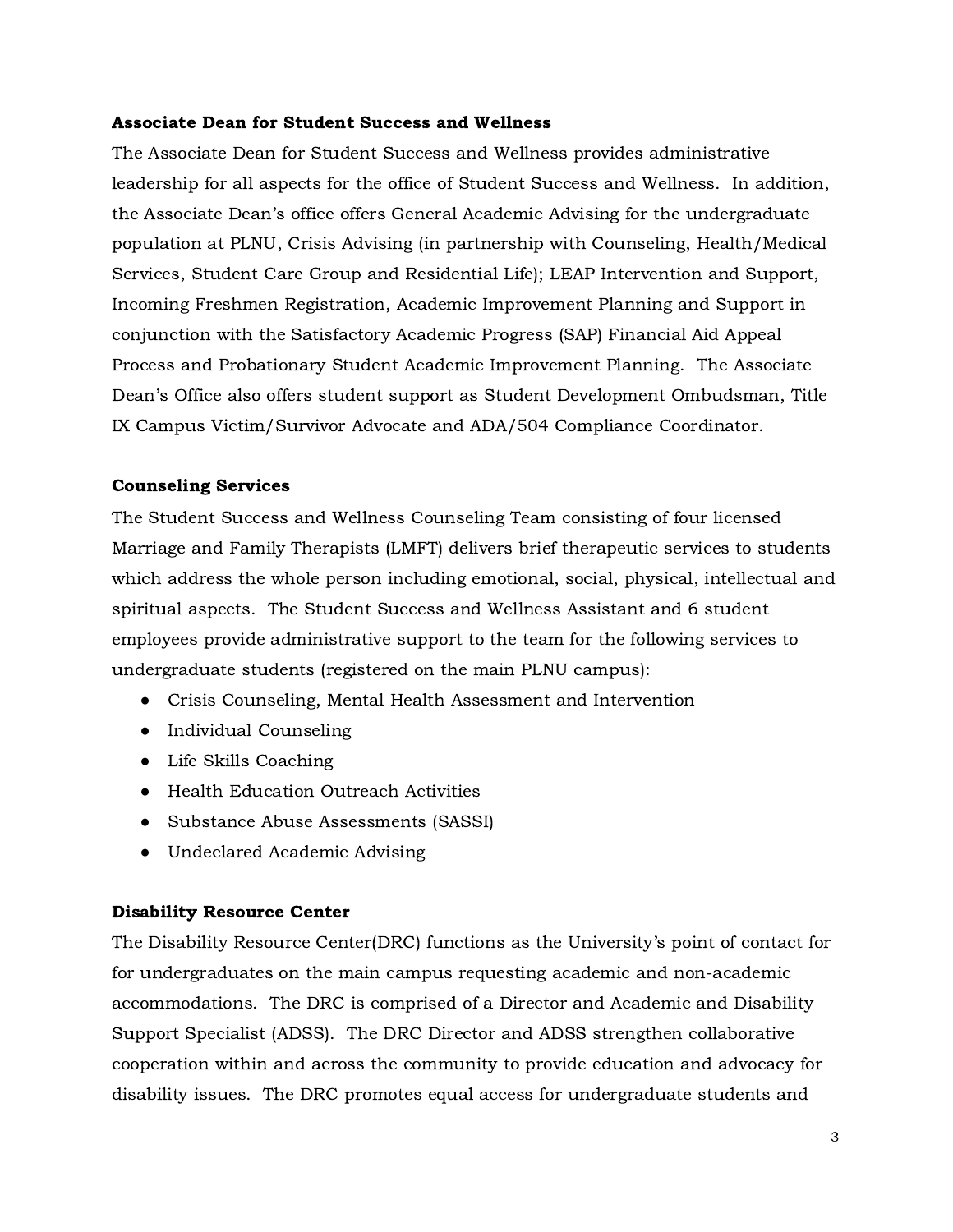**Associate Dean for Student Success and Wellness**

The Associate Dean for Student Success and Wellness provides administrative leadership for all aspects for the office of Student Success and Wellness. In addition, the Associate Dean's office offers General Academic Advising for the undergraduate population at PLNU, Crisis Advising (in partnership with Counseling, Health/Medical Services, Student Care Group and Residential Life); LEAP Intervention and Support, Incoming Freshmen Registration, Academic Improvement Planning and Support in conjunction with the Satisfactory Academic Progress (SAP) Financial Aid Appeal Process and Probationary Student Academic Improvement Planning. The Associate Dean's Office also offers student support as Student Development Ombudsman, Title IX Campus Victim/Survivor Advocate and ADA/504 Compliance Coordinator.

**Counseling Services**

The Student Success and Wellness Counseling Team consisting of four licensed Marriage and Family Therapists (LMFT) delivers brief therapeutic services to students which address the whole person including emotional, social, physical, intellectual and spiritual aspects. The Student Success and Wellness Assistant and 6 student employees provide administrative support to the team for the following services to undergraduate students (registered on the main PLNU campus):

- Crisis Counseling, Mental Health Assessment and Intervention
- Individual Counseling
- Life Skills Coaching
- Health Education Outreach Activities
- Substance Abuse Assessments (SASSI)
- Undeclared Academic Advising

**Disability Resource Center**

The Disability Resource Center(DRC) functions as the University's point of contact for for undergraduates on the main campus requesting academic and non-academic accommodations. The DRC is comprised of a Director and Academic and Disability Support Specialist (ADSS). The DRC Director and ADSS strengthen collaborative cooperation within and across the community to provide education and advocacy for disability issues. The DRC promotes equal access for undergraduate students and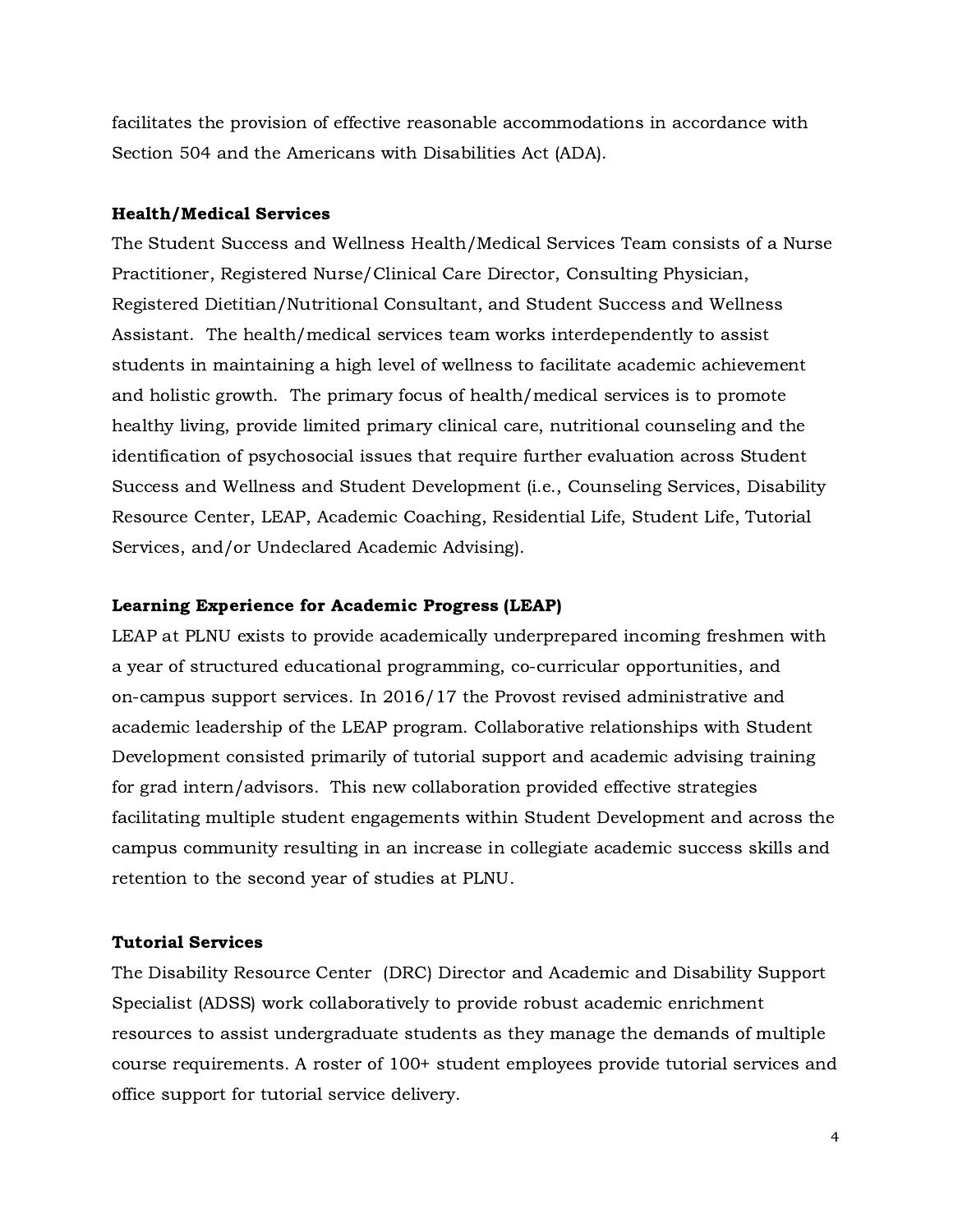facilitates the provision of effective reasonable accommodations in accordance with Section 504 and the Americans with Disabilities Act (ADA).

**Health/Medical Services**

The Student Success and Wellness Health/Medical Services Team consists of a Nurse Practitioner, Registered Nurse/Clinical Care Director, Consulting Physician, Registered Dietitian/Nutritional Consultant, and Student Success and Wellness Assistant. The health/medical services team works interdependently to assist students in maintaining a high level of wellness to facilitate academic achievement and holistic growth. The primary focus of health/medical services is to promote healthy living, provide limited primary clinical care, nutritional counseling and the identification of psychosocial issues that require further evaluation across Student Success and Wellness and Student Development (i.e., Counseling Services, Disability Resource Center, LEAP, Academic Coaching, Residential Life, Student Life, Tutorial Services, and/or Undeclared Academic Advising).

**Learning Experience for Academic Progress (LEAP)**

LEAP at PLNU exists to provide academically underprepared incoming freshmen with a year of structured educational programming, co-curricular opportunities, and on-campus support services. In 2016/17 the Provost revised administrative and academic leadership of the LEAP program. Collaborative relationships with Student Development consisted primarily of tutorial support and academic advising training for grad intern/advisors. This new collaboration provided effective strategies facilitating multiple student engagements within Student Development and across the campus community resulting in an increase in collegiate academic success skills and retention to the second year of studies at PLNU.

**Tutorial Services**

The Disability Resource Center (DRC) Director and Academic and Disability Support Specialist (ADSS) work collaboratively to provide robust academic enrichment resources to assist undergraduate students as they manage the demands of multiple course requirements. A roster of 100+ student employees provide tutorial services and office support for tutorial service delivery.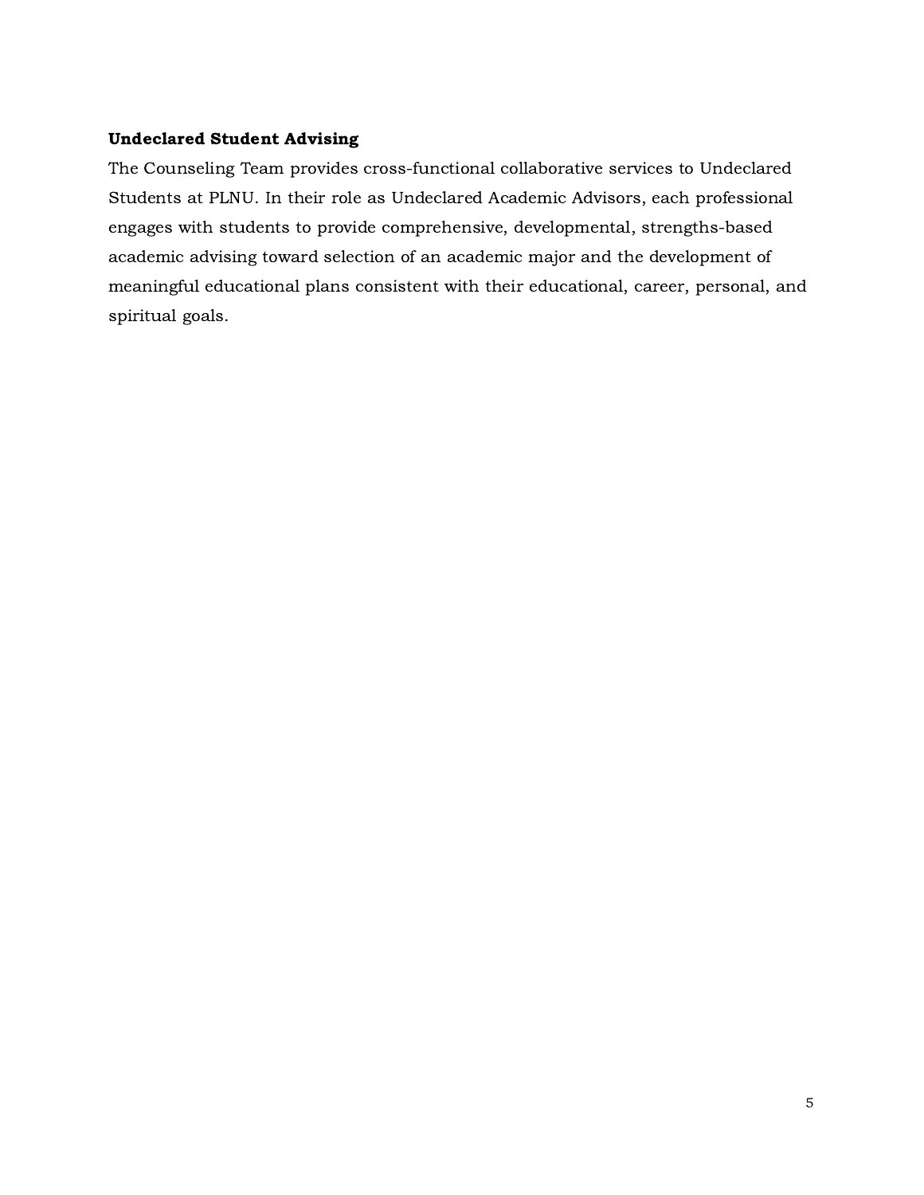**Undeclared Student Advising**

The Counseling Team provides cross-functional collaborative services to Undeclared Students at PLNU. In their role as Undeclared Academic Advisors, each professional engages with students to provide comprehensive, developmental, strengths-based academic advising toward selection of an academic major and the development of meaningful educational plans consistent with their educational, career, personal, and spiritual goals.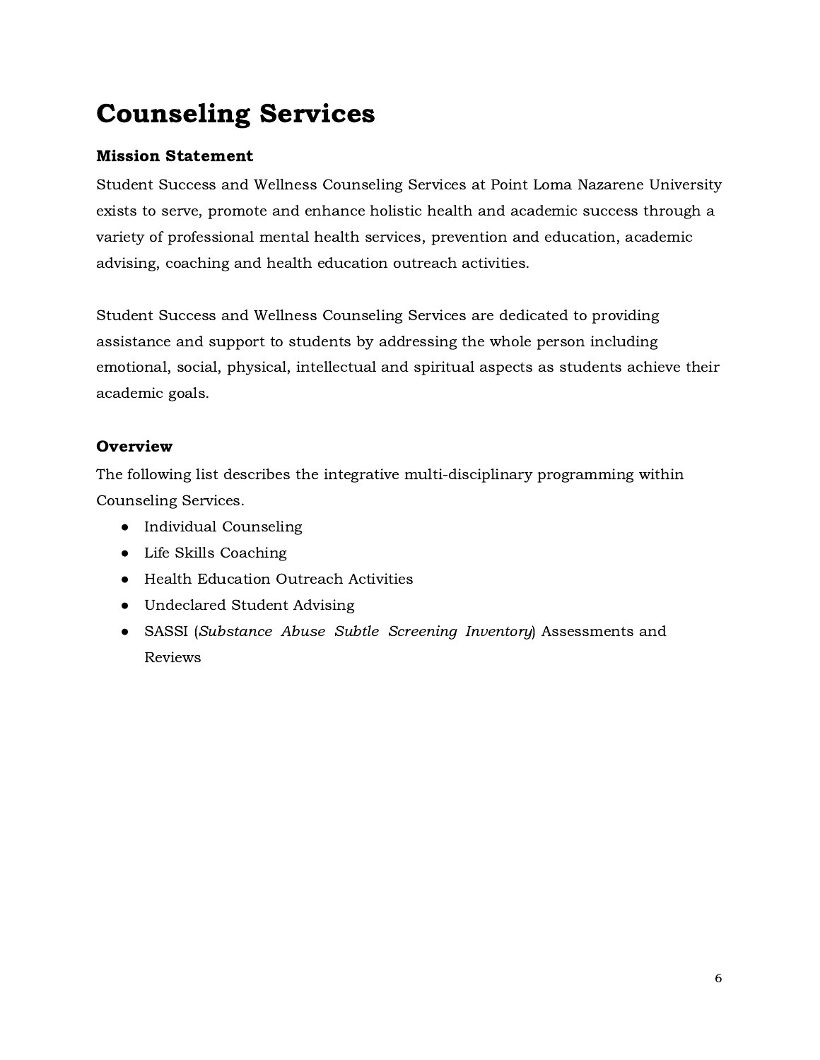# Counseling Services

### Mission Statement

Student Success and Wellness Counseling Services at Point Loma Nazarene University exists to serve, promote and enhance holistic health and academic success through a variety of professional mental health services, prevention and education, academic advising, coaching and health education outreach activities.

Student Success and Wellness Counseling Services are dedicated to providing assistance and support to students by addressing the whole person including emotional, social, physical, intellectual and spiritual aspects as students achieve their academic goals.

### Overview

The following list describes the integrative multi-disciplinary programming within Counseling Services.

- Individual Counseling
- Life Skills Coaching
- Health Education Outreach Activities
- Undeclared Student Advising
- SASSI (*Substance Abuse Subtle Screening Inventory*) Assessments and Reviews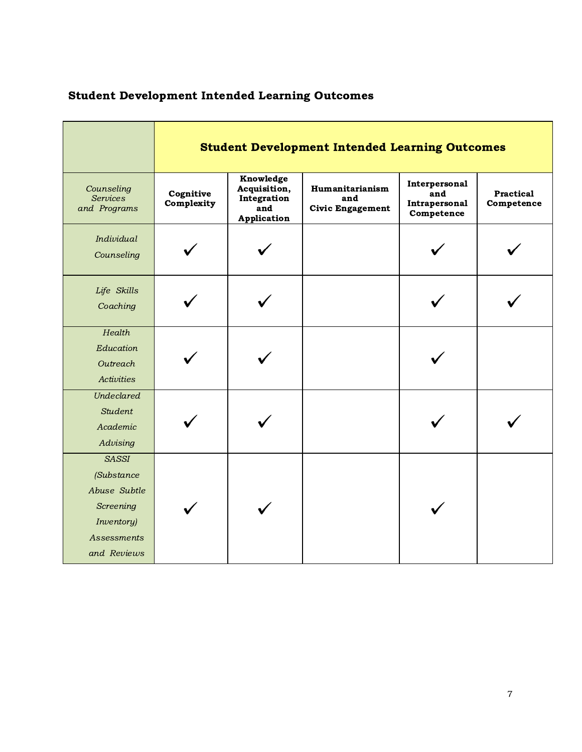## Student Development Intended Learning Outcomes

| | Student Development Intended Learning Outcomes | | | | |
|---|---|---|---|---|---|
| *Counseling Services and Programs* | **Cognitive Complexity** | **Knowledge Acquisition, Integration and Application** | **Humanitarianism and Civic Engagement** | **Interpersonal and Intrapersonal Competence** | **Practical Competence** |
| *Individual Counseling* | ✓ | ✓ | | ✓ | ✓ |
| *Life Skills Coaching* | ✓ | ✓ | | ✓ | ✓ |
| *Health Education Outreach Activities* | ✓ | ✓ | | ✓ | |
| *Undeclared Student Academic Advising* | ✓ | ✓ | | ✓ | ✓ |
| *SASSI (Substance Abuse Subtle Screening Inventory) Assessments and Reviews* | ✓ | ✓ | | ✓ | |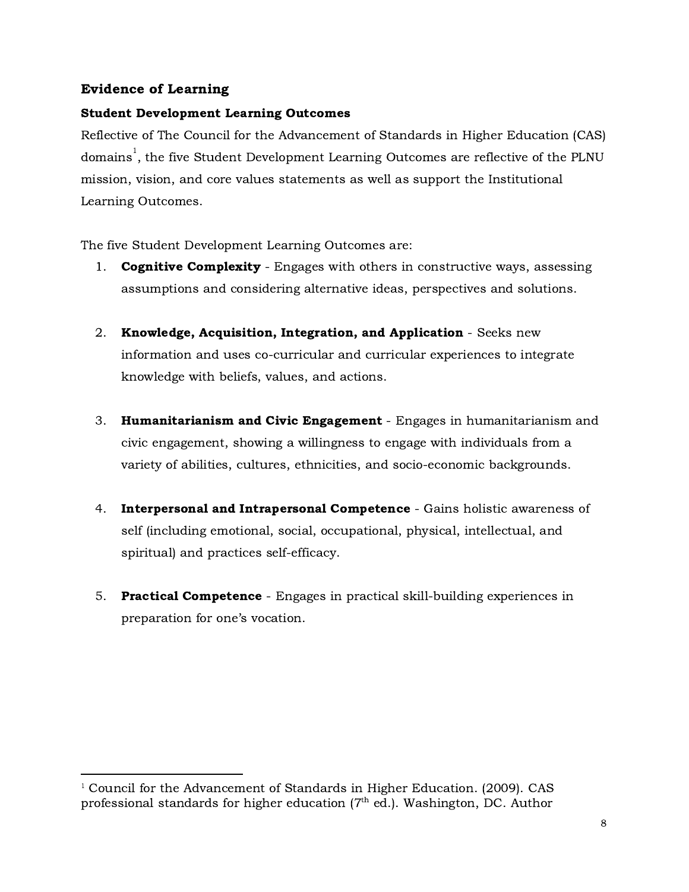## Evidence of Learning

### Student Development Learning Outcomes

Reflective of The Council for the Advancement of Standards in Higher Education (CAS) domains[1], the five Student Development Learning Outcomes are reflective of the PLNU mission, vision, and core values statements as well as support the Institutional Learning Outcomes.

The five Student Development Learning Outcomes are:

1. **Cognitive Complexity** - Engages with others in constructive ways, assessing assumptions and considering alternative ideas, perspectives and solutions.

2. **Knowledge, Acquisition, Integration, and Application** - Seeks new information and uses co-curricular and curricular experiences to integrate knowledge with beliefs, values, and actions.

3. **Humanitarianism and Civic Engagement** - Engages in humanitarianism and civic engagement, showing a willingness to engage with individuals from a variety of abilities, cultures, ethnicities, and socio-economic backgrounds.

4. **Interpersonal and Intrapersonal Competence** - Gains holistic awareness of self (including emotional, social, occupational, physical, intellectual, and spiritual) and practices self-efficacy.

5. **Practical Competence** - Engages in practical skill-building experiences in preparation for one's vocation.

---

[1] Council for the Advancement of Standards in Higher Education. (2009). CAS professional standards for higher education (7th ed.). Washington, DC. Author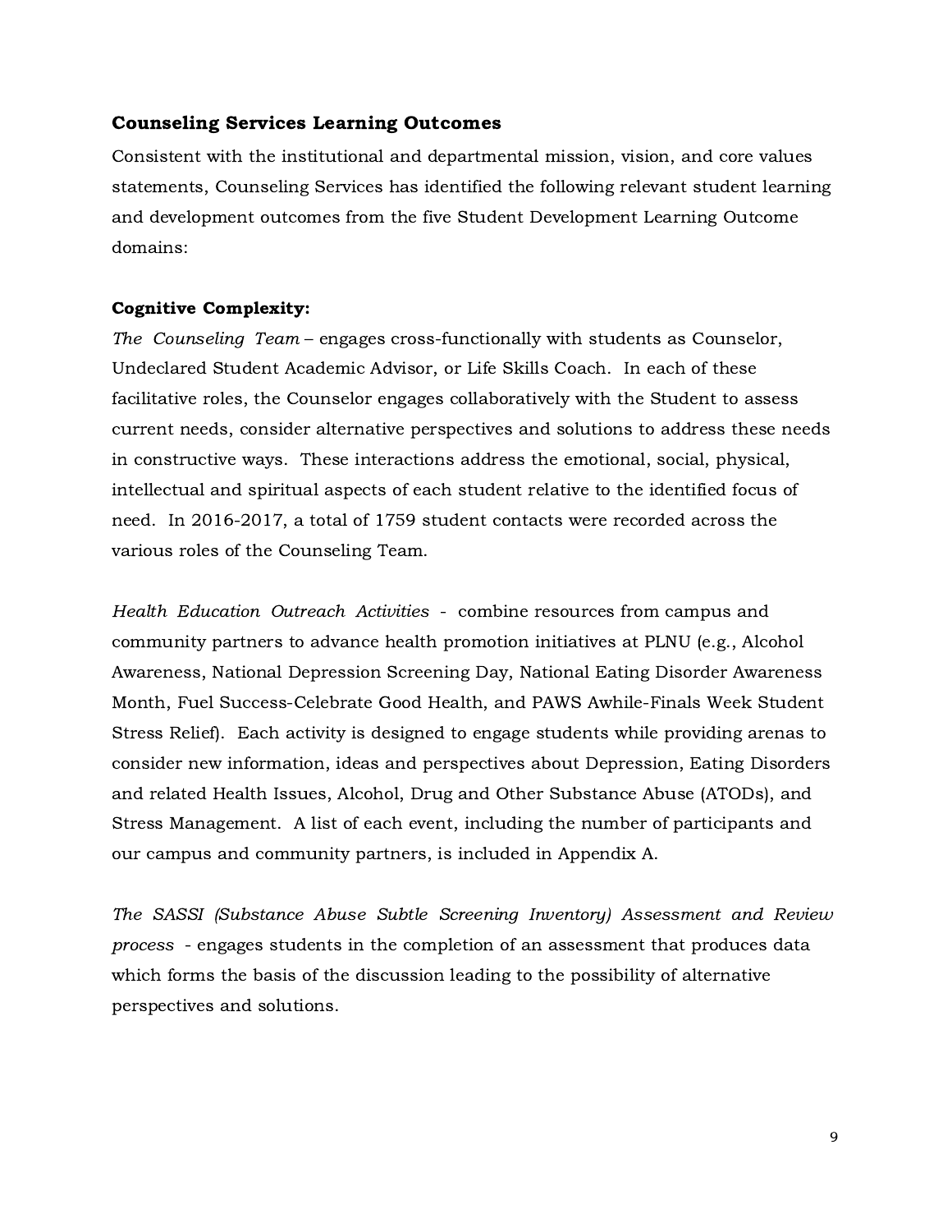### Counseling Services Learning Outcomes

Consistent with the institutional and departmental mission, vision, and core values statements, Counseling Services has identified the following relevant student learning and development outcomes from the five Student Development Learning Outcome domains:

**Cognitive Complexity:**

*The Counseling Team* – engages cross-functionally with students as Counselor, Undeclared Student Academic Advisor, or Life Skills Coach. In each of these facilitative roles, the Counselor engages collaboratively with the Student to assess current needs, consider alternative perspectives and solutions to address these needs in constructive ways. These interactions address the emotional, social, physical, intellectual and spiritual aspects of each student relative to the identified focus of need. In 2016-2017, a total of 1759 student contacts were recorded across the various roles of the Counseling Team.

*Health Education Outreach Activities* - combine resources from campus and community partners to advance health promotion initiatives at PLNU (e.g., Alcohol Awareness, National Depression Screening Day, National Eating Disorder Awareness Month, Fuel Success-Celebrate Good Health, and PAWS Awhile-Finals Week Student Stress Relief). Each activity is designed to engage students while providing arenas to consider new information, ideas and perspectives about Depression, Eating Disorders and related Health Issues, Alcohol, Drug and Other Substance Abuse (ATODs), and Stress Management. A list of each event, including the number of participants and our campus and community partners, is included in Appendix A.

*The SASSI (Substance Abuse Subtle Screening Inventory) Assessment and Review process* - engages students in the completion of an assessment that produces data which forms the basis of the discussion leading to the possibility of alternative perspectives and solutions.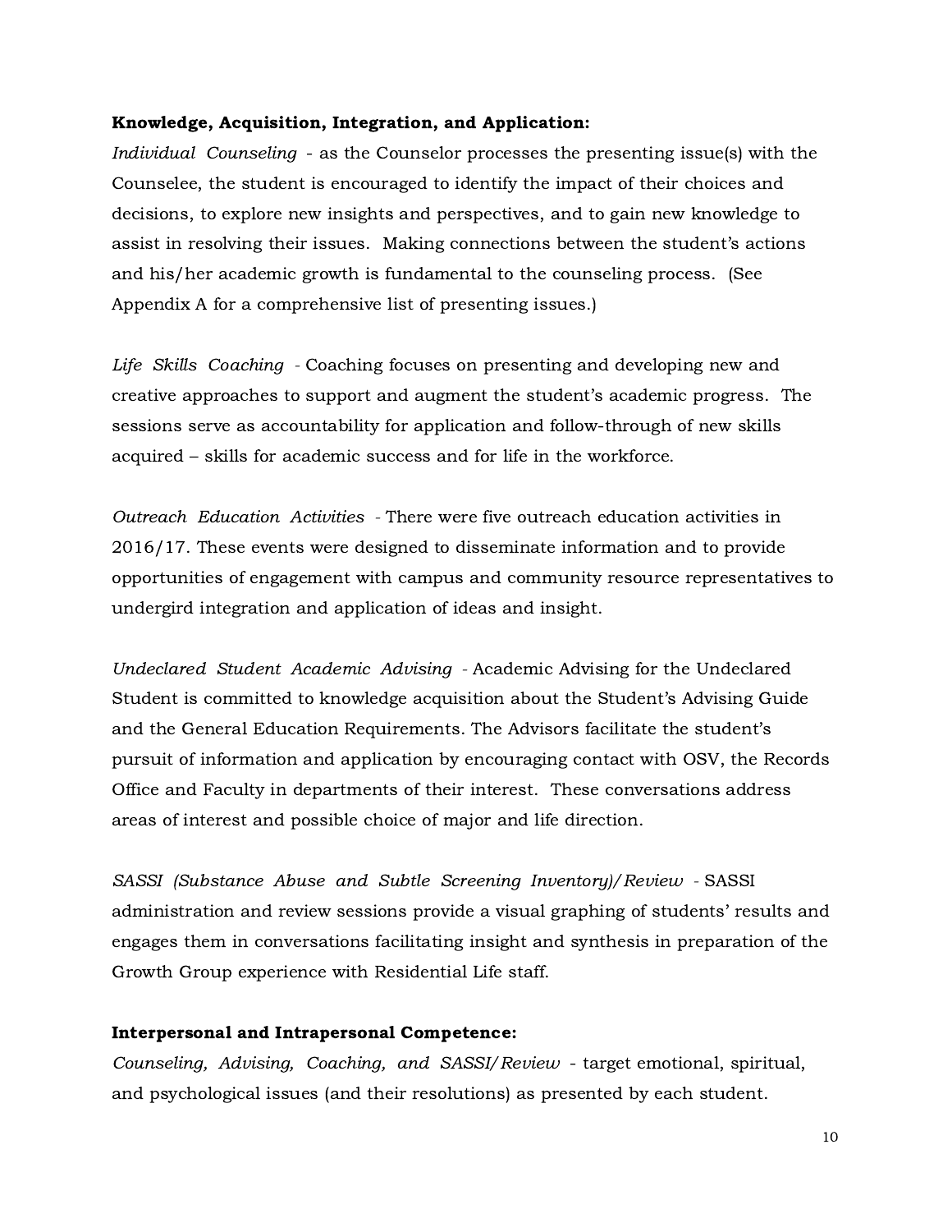**Knowledge, Acquisition, Integration, and Application:**

*Individual Counseling* - as the Counselor processes the presenting issue(s) with the Counselee, the student is encouraged to identify the impact of their choices and decisions, to explore new insights and perspectives, and to gain new knowledge to assist in resolving their issues. Making connections between the student's actions and his/her academic growth is fundamental to the counseling process. (See Appendix A for a comprehensive list of presenting issues.)

*Life Skills Coaching* - Coaching focuses on presenting and developing new and creative approaches to support and augment the student's academic progress. The sessions serve as accountability for application and follow-through of new skills acquired – skills for academic success and for life in the workforce.

*Outreach Education Activities* - There were five outreach education activities in 2016/17. These events were designed to disseminate information and to provide opportunities of engagement with campus and community resource representatives to undergird integration and application of ideas and insight.

*Undeclared Student Academic Advising* - Academic Advising for the Undeclared Student is committed to knowledge acquisition about the Student's Advising Guide and the General Education Requirements. The Advisors facilitate the student's pursuit of information and application by encouraging contact with OSV, the Records Office and Faculty in departments of their interest. These conversations address areas of interest and possible choice of major and life direction.

*SASSI (Substance Abuse and Subtle Screening Inventory)/Review* - SASSI administration and review sessions provide a visual graphing of students' results and engages them in conversations facilitating insight and synthesis in preparation of the Growth Group experience with Residential Life staff.

**Interpersonal and Intrapersonal Competence:**

*Counseling, Advising, Coaching, and SASSI/Review* - target emotional, spiritual, and psychological issues (and their resolutions) as presented by each student.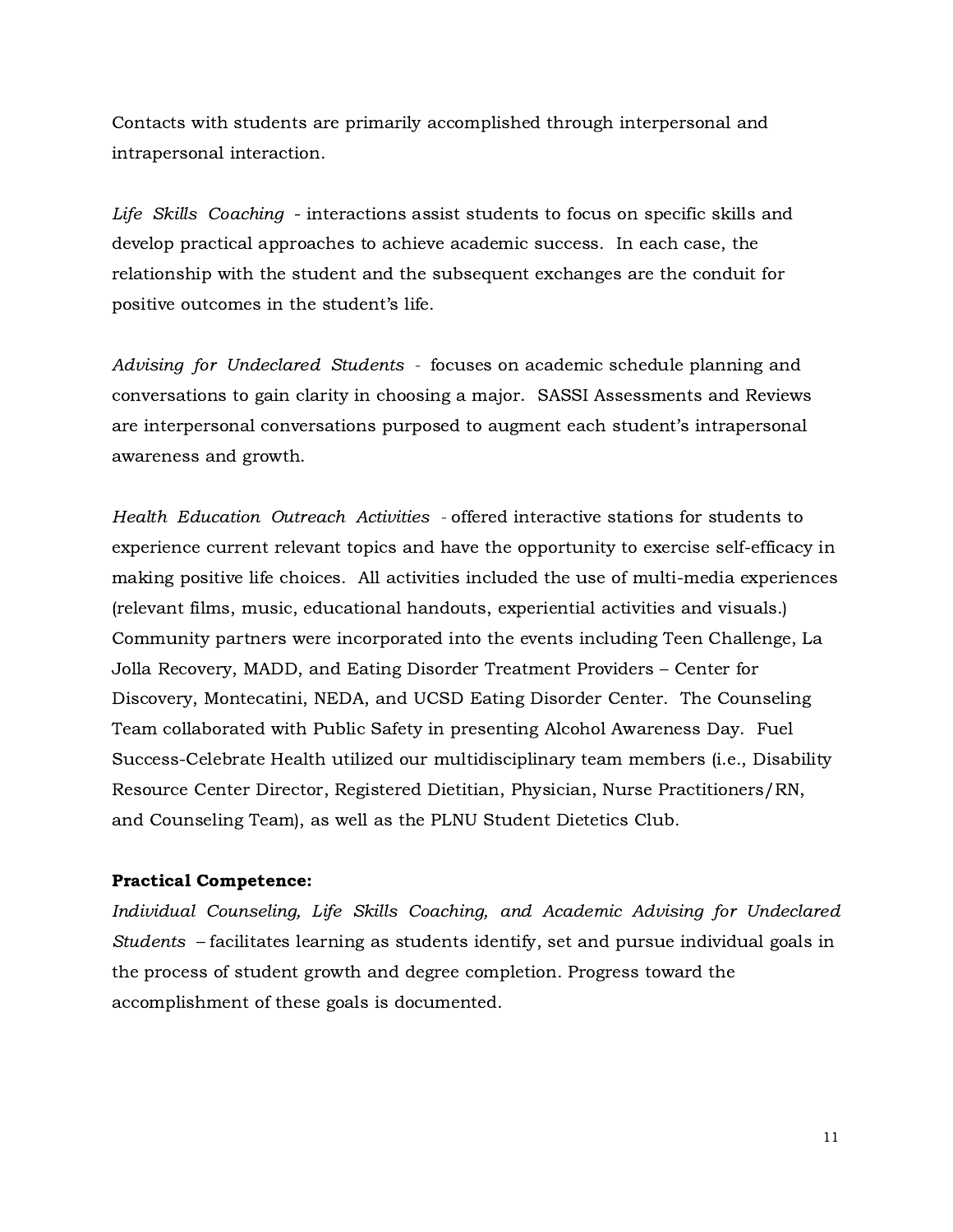Contacts with students are primarily accomplished through interpersonal and intrapersonal interaction.

*Life Skills Coaching* - interactions assist students to focus on specific skills and develop practical approaches to achieve academic success. In each case, the relationship with the student and the subsequent exchanges are the conduit for positive outcomes in the student's life.

*Advising for Undeclared Students* - focuses on academic schedule planning and conversations to gain clarity in choosing a major. SASSI Assessments and Reviews are interpersonal conversations purposed to augment each student's intrapersonal awareness and growth.

*Health Education Outreach Activities* - offered interactive stations for students to experience current relevant topics and have the opportunity to exercise self-efficacy in making positive life choices. All activities included the use of multi-media experiences (relevant films, music, educational handouts, experiential activities and visuals.) Community partners were incorporated into the events including Teen Challenge, La Jolla Recovery, MADD, and Eating Disorder Treatment Providers – Center for Discovery, Montecatini, NEDA, and UCSD Eating Disorder Center. The Counseling Team collaborated with Public Safety in presenting Alcohol Awareness Day. Fuel Success-Celebrate Health utilized our multidisciplinary team members (i.e., Disability Resource Center Director, Registered Dietitian, Physician, Nurse Practitioners/RN, and Counseling Team), as well as the PLNU Student Dietetics Club.

**Practical Competence:**

*Individual Counseling, Life Skills Coaching, and Academic Advising for Undeclared Students* – facilitates learning as students identify, set and pursue individual goals in the process of student growth and degree completion. Progress toward the accomplishment of these goals is documented.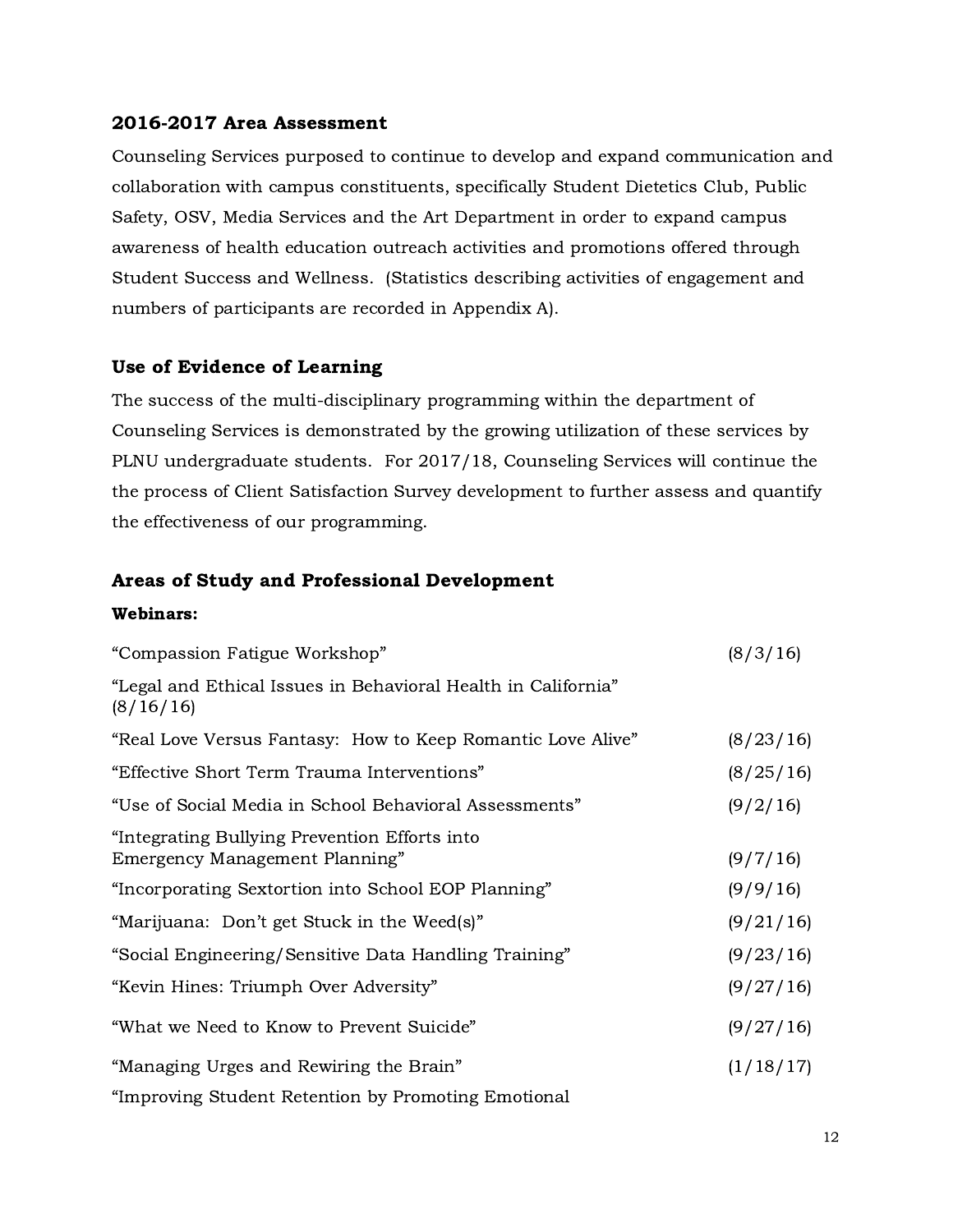### 2016-2017 Area Assessment

Counseling Services purposed to continue to develop and expand communication and collaboration with campus constituents, specifically Student Dietetics Club, Public Safety, OSV, Media Services and the Art Department in order to expand campus awareness of health education outreach activities and promotions offered through Student Success and Wellness. (Statistics describing activities of engagement and numbers of participants are recorded in Appendix A).

### Use of Evidence of Learning

The success of the multi-disciplinary programming within the department of Counseling Services is demonstrated by the growing utilization of these services by PLNU undergraduate students. For 2017/18, Counseling Services will continue the the process of Client Satisfaction Survey development to further assess and quantify the effectiveness of our programming.

### Areas of Study and Professional Development

**Webinars:**

"Compassion Fatigue Workshop" (8/3/16)

"Legal and Ethical Issues in Behavioral Health in California" (8/16/16)

"Real Love Versus Fantasy: How to Keep Romantic Love Alive" (8/23/16)

"Effective Short Term Trauma Interventions" (8/25/16)

"Use of Social Media in School Behavioral Assessments" (9/2/16)

"Integrating Bullying Prevention Efforts into Emergency Management Planning" (9/7/16)

"Incorporating Sextortion into School EOP Planning" (9/9/16)

"Marijuana: Don't get Stuck in the Weed(s)" (9/21/16)

"Social Engineering/Sensitive Data Handling Training" (9/23/16)

"Kevin Hines: Triumph Over Adversity" (9/27/16)

"What we Need to Know to Prevent Suicide" (9/27/16)

"Managing Urges and Rewiring the Brain" (1/18/17)

"Improving Student Retention by Promoting Emotional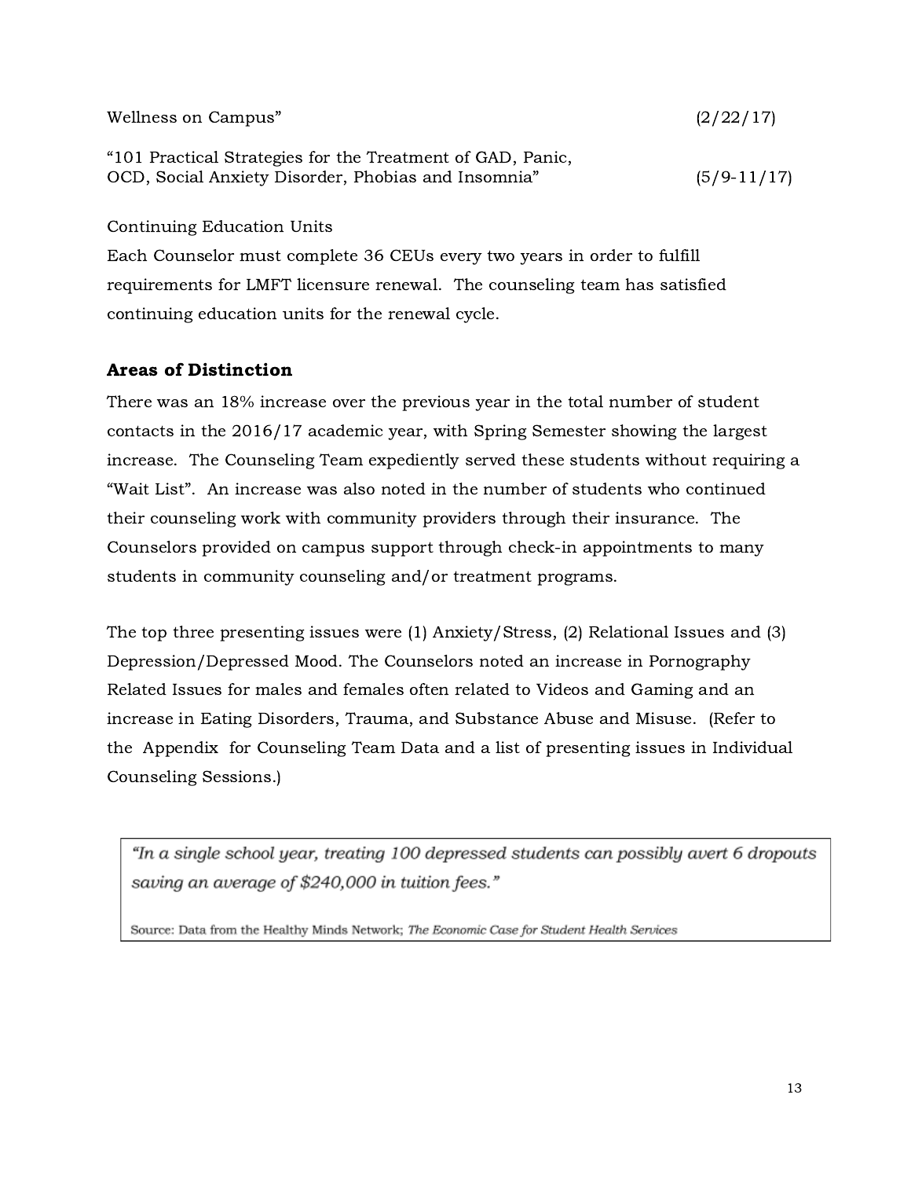Wellness on Campus" (2/22/17)

"101 Practical Strategies for the Treatment of GAD, Panic, OCD, Social Anxiety Disorder, Phobias and Insomnia" (5/9-11/17)

Continuing Education Units

Each Counselor must complete 36 CEUs every two years in order to fulfill requirements for LMFT licensure renewal. The counseling team has satisfied continuing education units for the renewal cycle.

## Areas of Distinction

There was an 18% increase over the previous year in the total number of student contacts in the 2016/17 academic year, with Spring Semester showing the largest increase. The Counseling Team expediently served these students without requiring a "Wait List". An increase was also noted in the number of students who continued their counseling work with community providers through their insurance. The Counselors provided on campus support through check-in appointments to many students in community counseling and/or treatment programs.

The top three presenting issues were (1) Anxiety/Stress, (2) Relational Issues and (3) Depression/Depressed Mood. The Counselors noted an increase in Pornography Related Issues for males and females often related to Videos and Gaming and an increase in Eating Disorders, Trauma, and Substance Abuse and Misuse. (Refer to the Appendix for Counseling Team Data and a list of presenting issues in Individual Counseling Sessions.)

> *"In a single school year, treating 100 depressed students can possibly avert 6 dropouts saving an average of $240,000 in tuition fees."*
>
> Source: Data from the Healthy Minds Network; *The Economic Case for Student Health Services*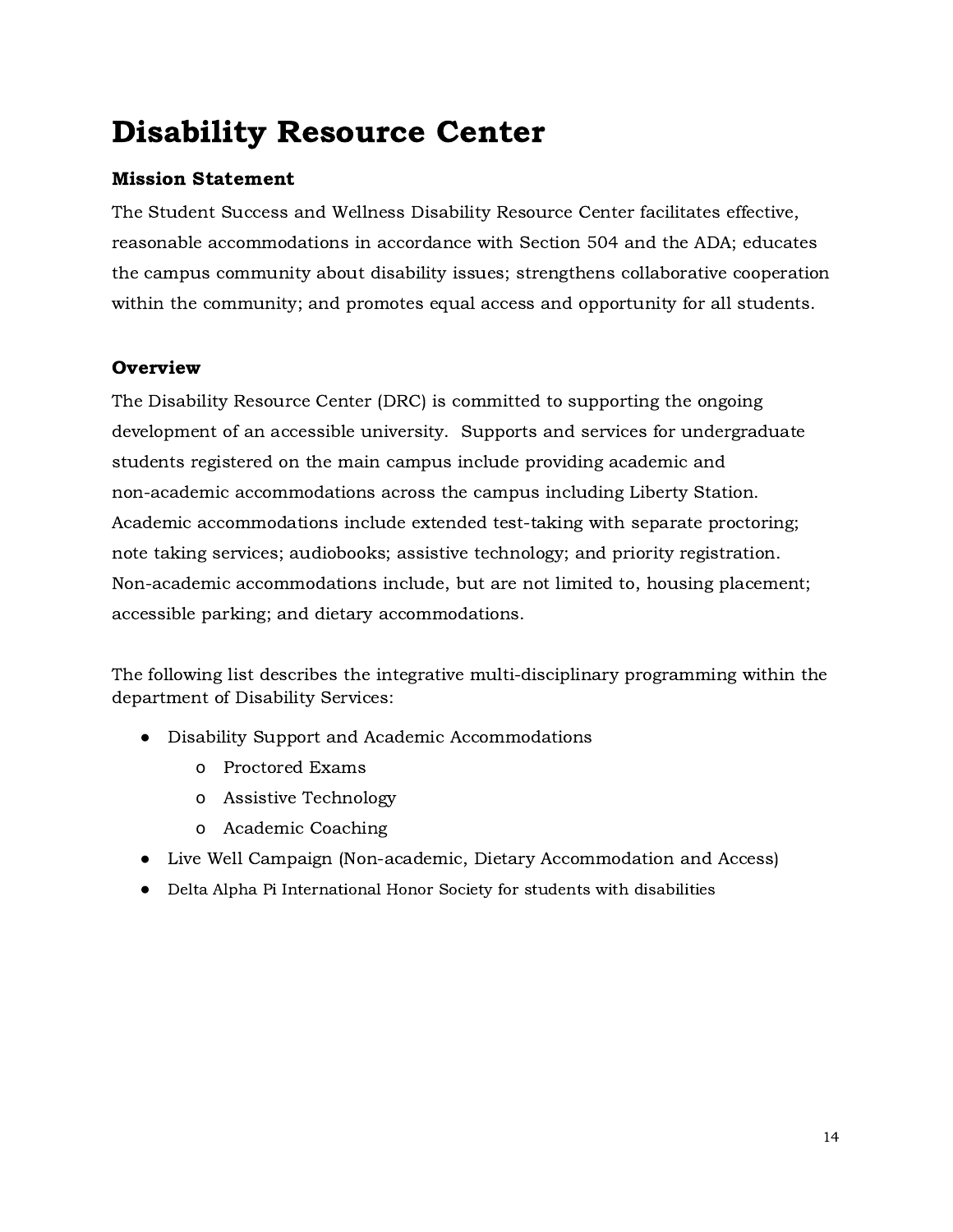# Disability Resource Center

### Mission Statement

The Student Success and Wellness Disability Resource Center facilitates effective, reasonable accommodations in accordance with Section 504 and the ADA; educates the campus community about disability issues; strengthens collaborative cooperation within the community; and promotes equal access and opportunity for all students.

### Overview

The Disability Resource Center (DRC) is committed to supporting the ongoing development of an accessible university. Supports and services for undergraduate students registered on the main campus include providing academic and non-academic accommodations across the campus including Liberty Station. Academic accommodations include extended test-taking with separate proctoring; note taking services; audiobooks; assistive technology; and priority registration. Non-academic accommodations include, but are not limited to, housing placement; accessible parking; and dietary accommodations.

The following list describes the integrative multi-disciplinary programming within the department of Disability Services:

- Disability Support and Academic Accommodations
  - Proctored Exams
  - Assistive Technology
  - Academic Coaching
- Live Well Campaign (Non-academic, Dietary Accommodation and Access)
- Delta Alpha Pi International Honor Society for students with disabilities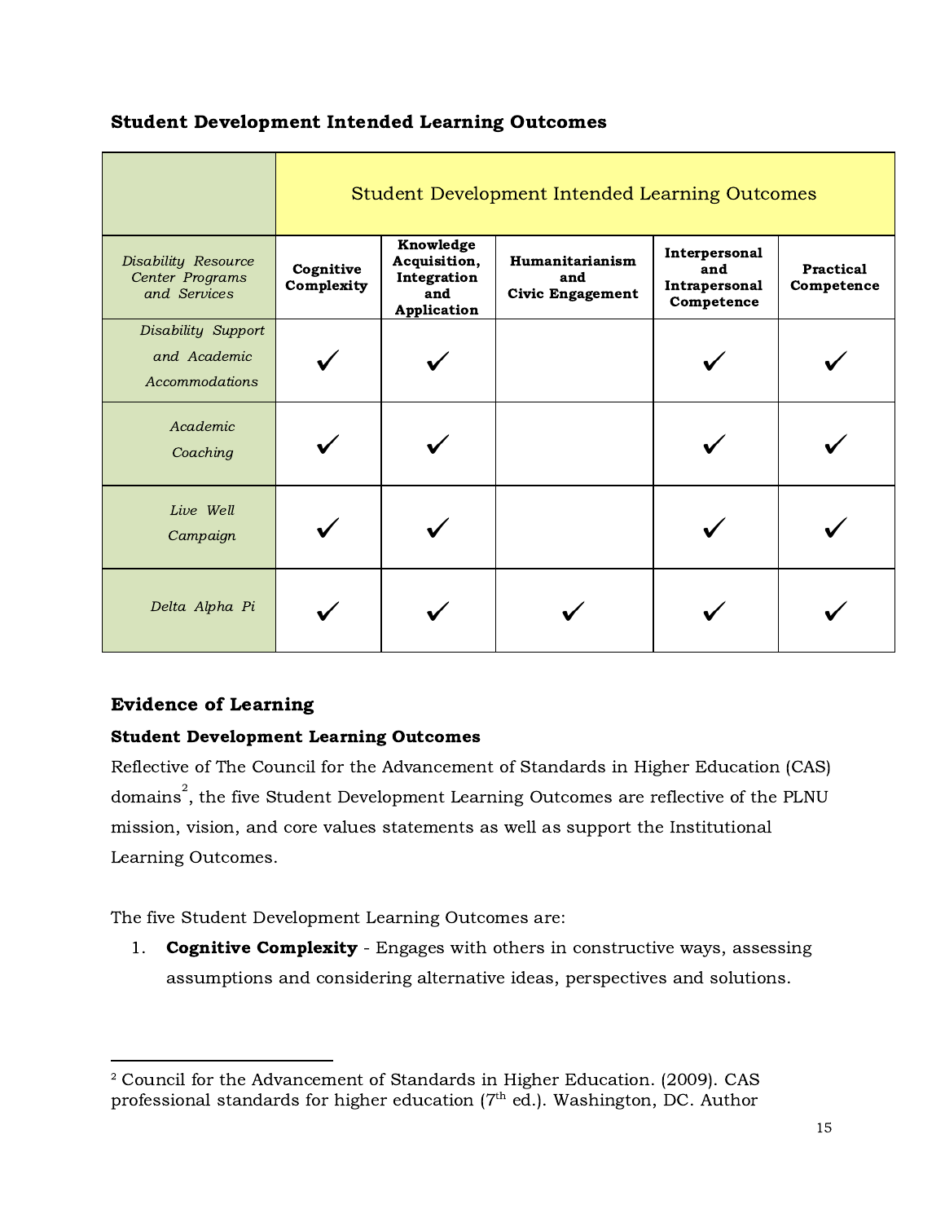## Student Development Intended Learning Outcomes

| | Student Development Intended Learning Outcomes | | | | |
|---|---|---|---|---|---|
| *Disability Resource Center Programs and Services* | **Cognitive Complexity** | **Knowledge Acquisition, Integration and Application** | **Humanitarianism and Civic Engagement** | **Interpersonal and Intrapersonal Competence** | **Practical Competence** |
| *Disability Support and Academic Accommodations* | ✓ | ✓ | | ✓ | ✓ |
| *Academic Coaching* | ✓ | ✓ | | ✓ | ✓ |
| *Live Well Campaign* | ✓ | ✓ | | ✓ | ✓ |
| *Delta Alpha Pi* | ✓ | ✓ | ✓ | ✓ | ✓ |

## Evidence of Learning

### Student Development Learning Outcomes

Reflective of The Council for the Advancement of Standards in Higher Education (CAS) domains[2], the five Student Development Learning Outcomes are reflective of the PLNU mission, vision, and core values statements as well as support the Institutional Learning Outcomes.

The five Student Development Learning Outcomes are:

1. **Cognitive Complexity** - Engages with others in constructive ways, assessing assumptions and considering alternative ideas, perspectives and solutions.

---

[2] Council for the Advancement of Standards in Higher Education. (2009). CAS professional standards for higher education (7th ed.). Washington, DC. Author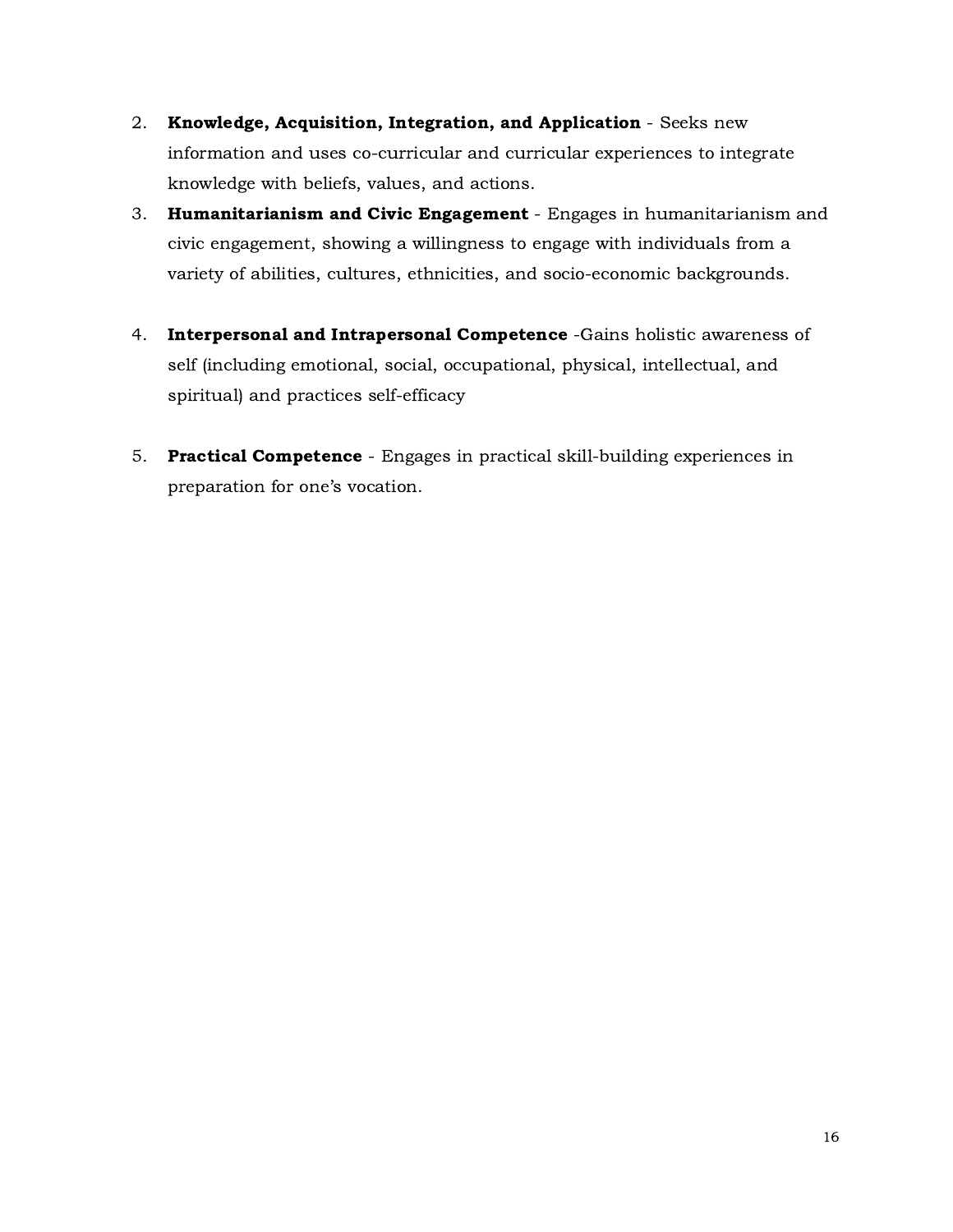2. **Knowledge, Acquisition, Integration, and Application** - Seeks new information and uses co-curricular and curricular experiences to integrate knowledge with beliefs, values, and actions.
3. **Humanitarianism and Civic Engagement** - Engages in humanitarianism and civic engagement, showing a willingness to engage with individuals from a variety of abilities, cultures, ethnicities, and socio-economic backgrounds.

4. **Interpersonal and Intrapersonal Competence** -Gains holistic awareness of self (including emotional, social, occupational, physical, intellectual, and spiritual) and practices self-efficacy

5. **Practical Competence** - Engages in practical skill-building experiences in preparation for one's vocation.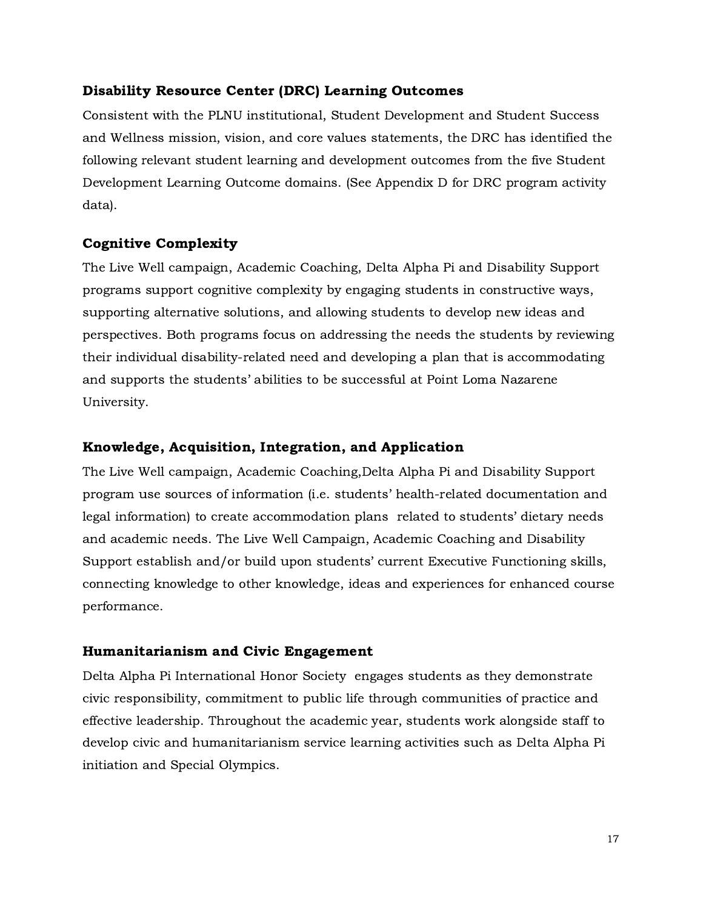### Disability Resource Center (DRC) Learning Outcomes

Consistent with the PLNU institutional, Student Development and Student Success and Wellness mission, vision, and core values statements, the DRC has identified the following relevant student learning and development outcomes from the five Student Development Learning Outcome domains. (See Appendix D for DRC program activity data).

### Cognitive Complexity

The Live Well campaign, Academic Coaching, Delta Alpha Pi and Disability Support programs support cognitive complexity by engaging students in constructive ways, supporting alternative solutions, and allowing students to develop new ideas and perspectives. Both programs focus on addressing the needs the students by reviewing their individual disability-related need and developing a plan that is accommodating and supports the students' abilities to be successful at Point Loma Nazarene University.

### Knowledge, Acquisition, Integration, and Application

The Live Well campaign, Academic Coaching,Delta Alpha Pi and Disability Support program use sources of information (i.e. students' health-related documentation and legal information) to create accommodation plans related to students' dietary needs and academic needs. The Live Well Campaign, Academic Coaching and Disability Support establish and/or build upon students' current Executive Functioning skills, connecting knowledge to other knowledge, ideas and experiences for enhanced course performance.

### Humanitarianism and Civic Engagement

Delta Alpha Pi International Honor Society engages students as they demonstrate civic responsibility, commitment to public life through communities of practice and effective leadership. Throughout the academic year, students work alongside staff to develop civic and humanitarianism service learning activities such as Delta Alpha Pi initiation and Special Olympics.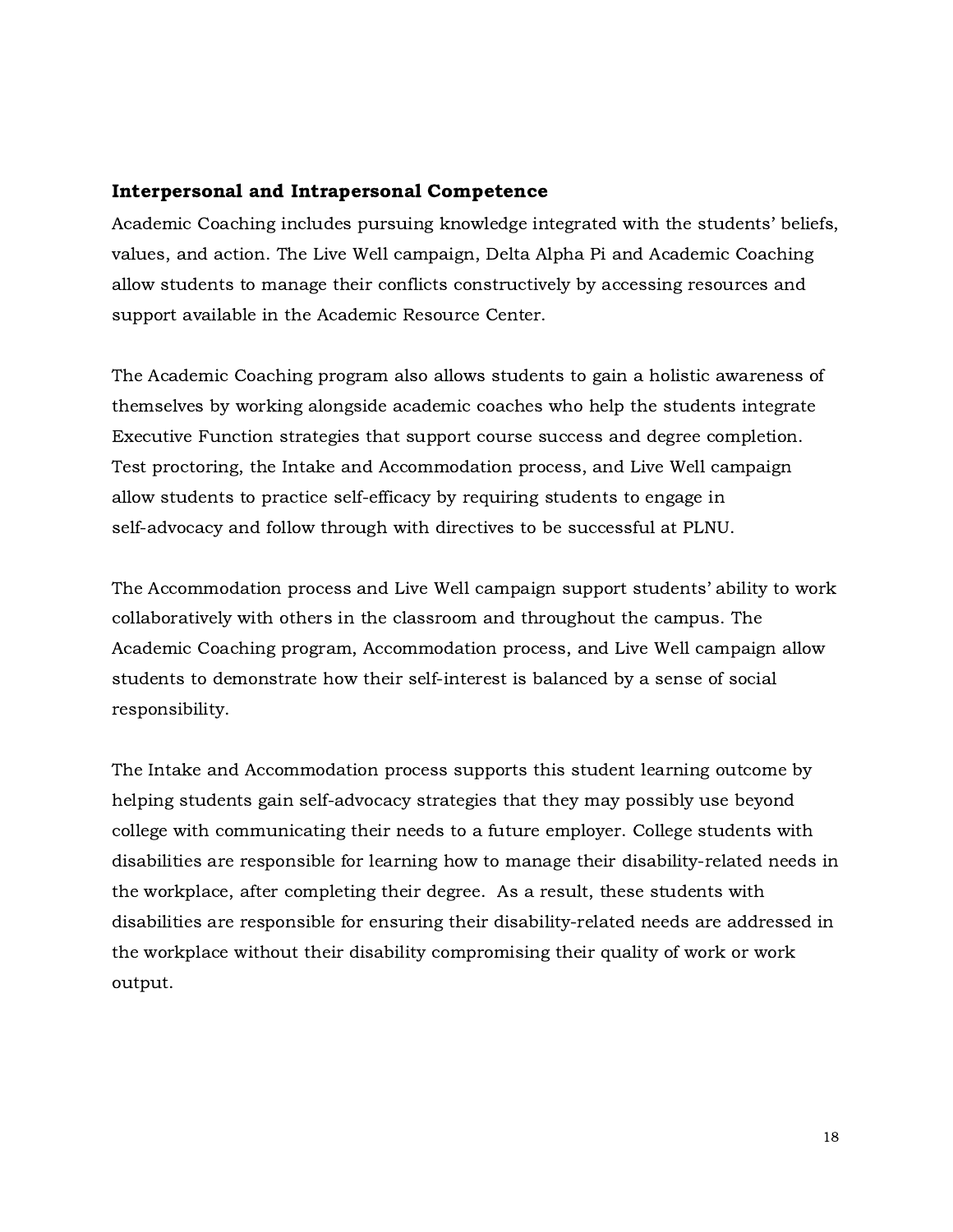### Interpersonal and Intrapersonal Competence

Academic Coaching includes pursuing knowledge integrated with the students' beliefs, values, and action. The Live Well campaign, Delta Alpha Pi and Academic Coaching allow students to manage their conflicts constructively by accessing resources and support available in the Academic Resource Center.

The Academic Coaching program also allows students to gain a holistic awareness of themselves by working alongside academic coaches who help the students integrate Executive Function strategies that support course success and degree completion. Test proctoring, the Intake and Accommodation process, and Live Well campaign allow students to practice self-efficacy by requiring students to engage in self-advocacy and follow through with directives to be successful at PLNU.

The Accommodation process and Live Well campaign support students' ability to work collaboratively with others in the classroom and throughout the campus. The Academic Coaching program, Accommodation process, and Live Well campaign allow students to demonstrate how their self-interest is balanced by a sense of social responsibility.

The Intake and Accommodation process supports this student learning outcome by helping students gain self-advocacy strategies that they may possibly use beyond college with communicating their needs to a future employer. College students with disabilities are responsible for learning how to manage their disability-related needs in the workplace, after completing their degree. As a result, these students with disabilities are responsible for ensuring their disability-related needs are addressed in the workplace without their disability compromising their quality of work or work output.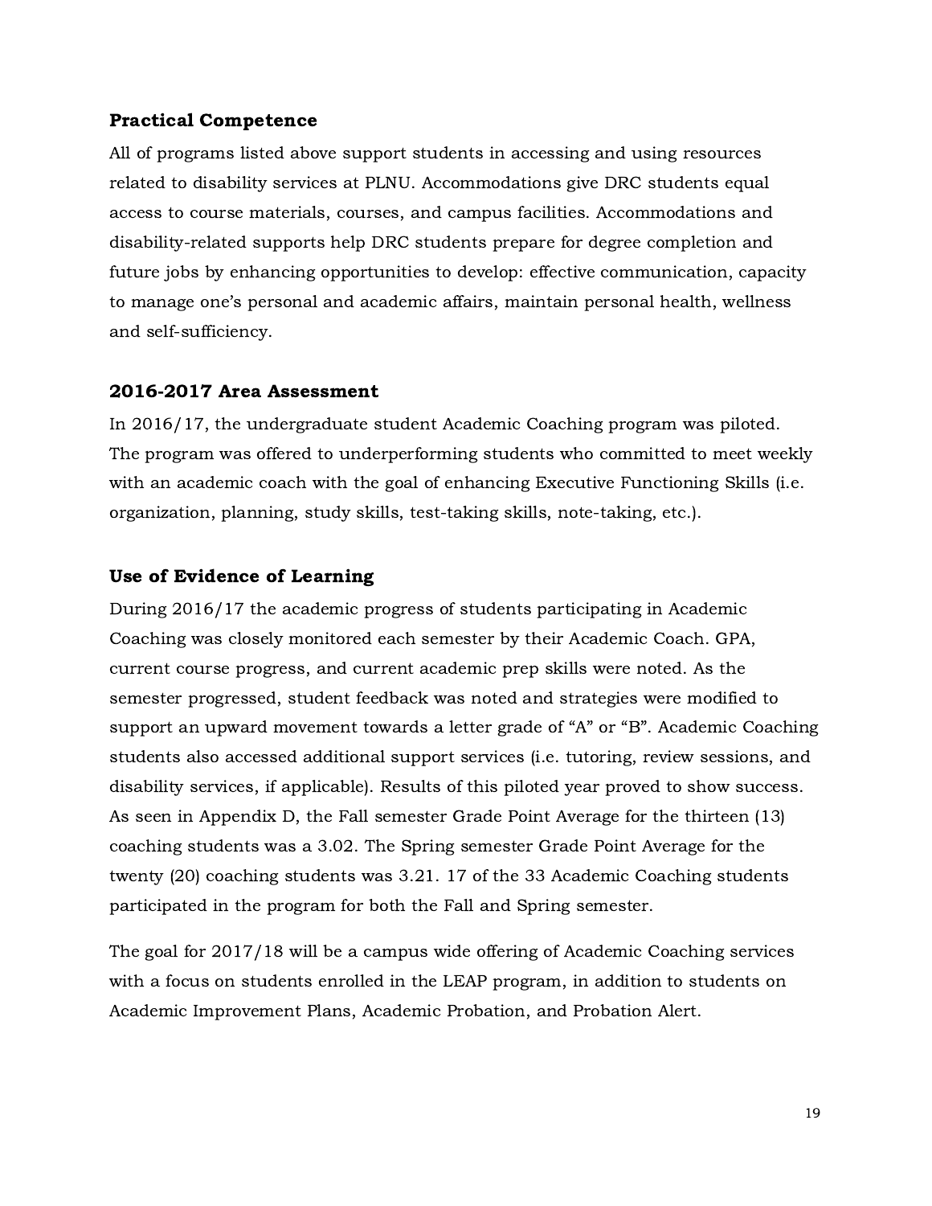### Practical Competence

All of programs listed above support students in accessing and using resources related to disability services at PLNU. Accommodations give DRC students equal access to course materials, courses, and campus facilities. Accommodations and disability-related supports help DRC students prepare for degree completion and future jobs by enhancing opportunities to develop: effective communication, capacity to manage one's personal and academic affairs, maintain personal health, wellness and self-sufficiency.

### 2016-2017 Area Assessment

In 2016/17, the undergraduate student Academic Coaching program was piloted. The program was offered to underperforming students who committed to meet weekly with an academic coach with the goal of enhancing Executive Functioning Skills (i.e. organization, planning, study skills, test-taking skills, note-taking, etc.).

### Use of Evidence of Learning

During 2016/17 the academic progress of students participating in Academic Coaching was closely monitored each semester by their Academic Coach. GPA, current course progress, and current academic prep skills were noted. As the semester progressed, student feedback was noted and strategies were modified to support an upward movement towards a letter grade of "A" or "B". Academic Coaching students also accessed additional support services (i.e. tutoring, review sessions, and disability services, if applicable). Results of this piloted year proved to show success. As seen in Appendix D, the Fall semester Grade Point Average for the thirteen (13) coaching students was a 3.02. The Spring semester Grade Point Average for the twenty (20) coaching students was 3.21. 17 of the 33 Academic Coaching students participated in the program for both the Fall and Spring semester.

The goal for 2017/18 will be a campus wide offering of Academic Coaching services with a focus on students enrolled in the LEAP program, in addition to students on Academic Improvement Plans, Academic Probation, and Probation Alert.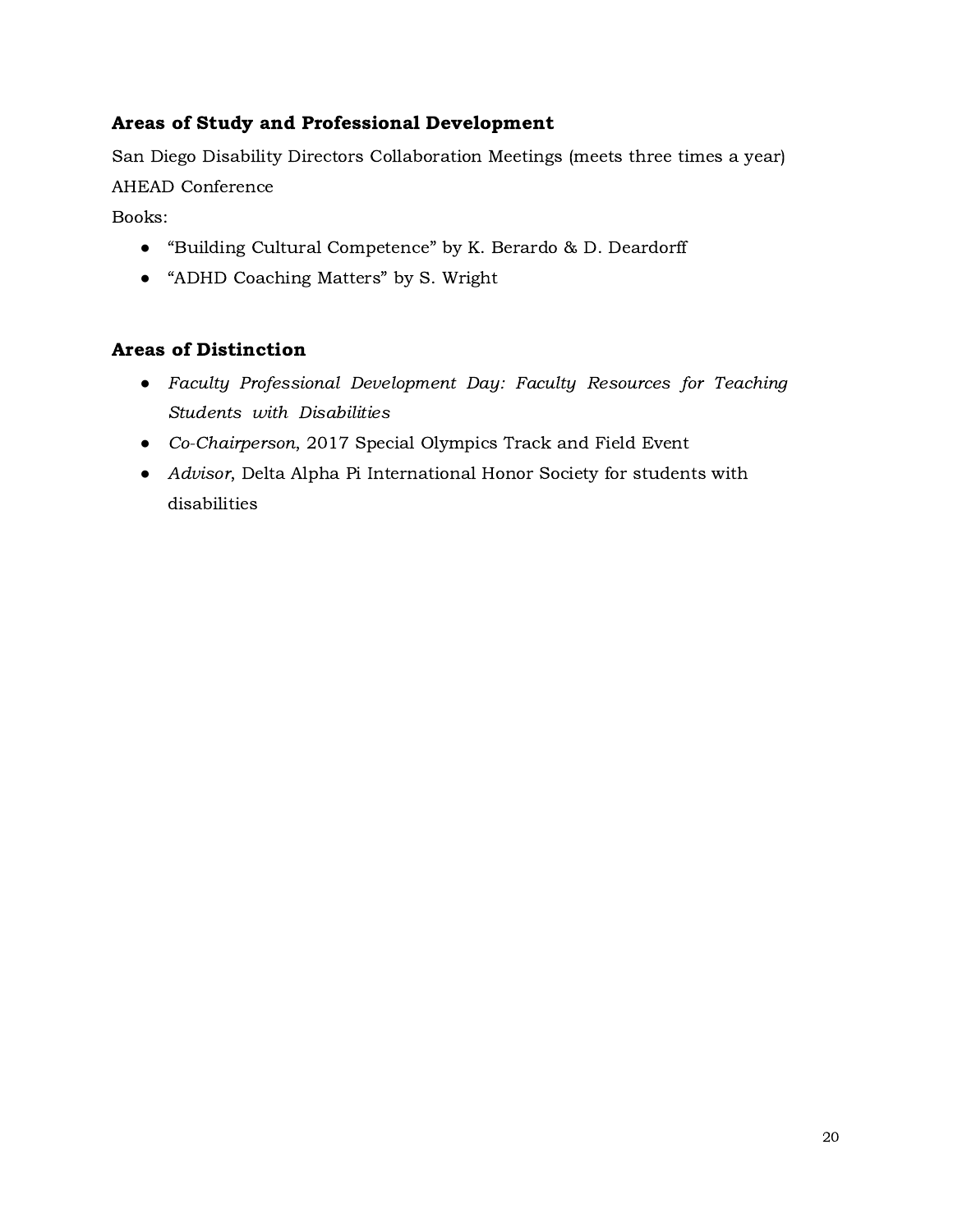### Areas of Study and Professional Development

San Diego Disability Directors Collaboration Meetings (meets three times a year)

AHEAD Conference

Books:

- "Building Cultural Competence" by K. Berardo & D. Deardorff
- "ADHD Coaching Matters" by S. Wright

### Areas of Distinction

- *Faculty Professional Development Day: Faculty Resources for Teaching Students with Disabilities*
- *Co-Chairperson*, 2017 Special Olympics Track and Field Event
- *Advisor*, Delta Alpha Pi International Honor Society for students with disabilities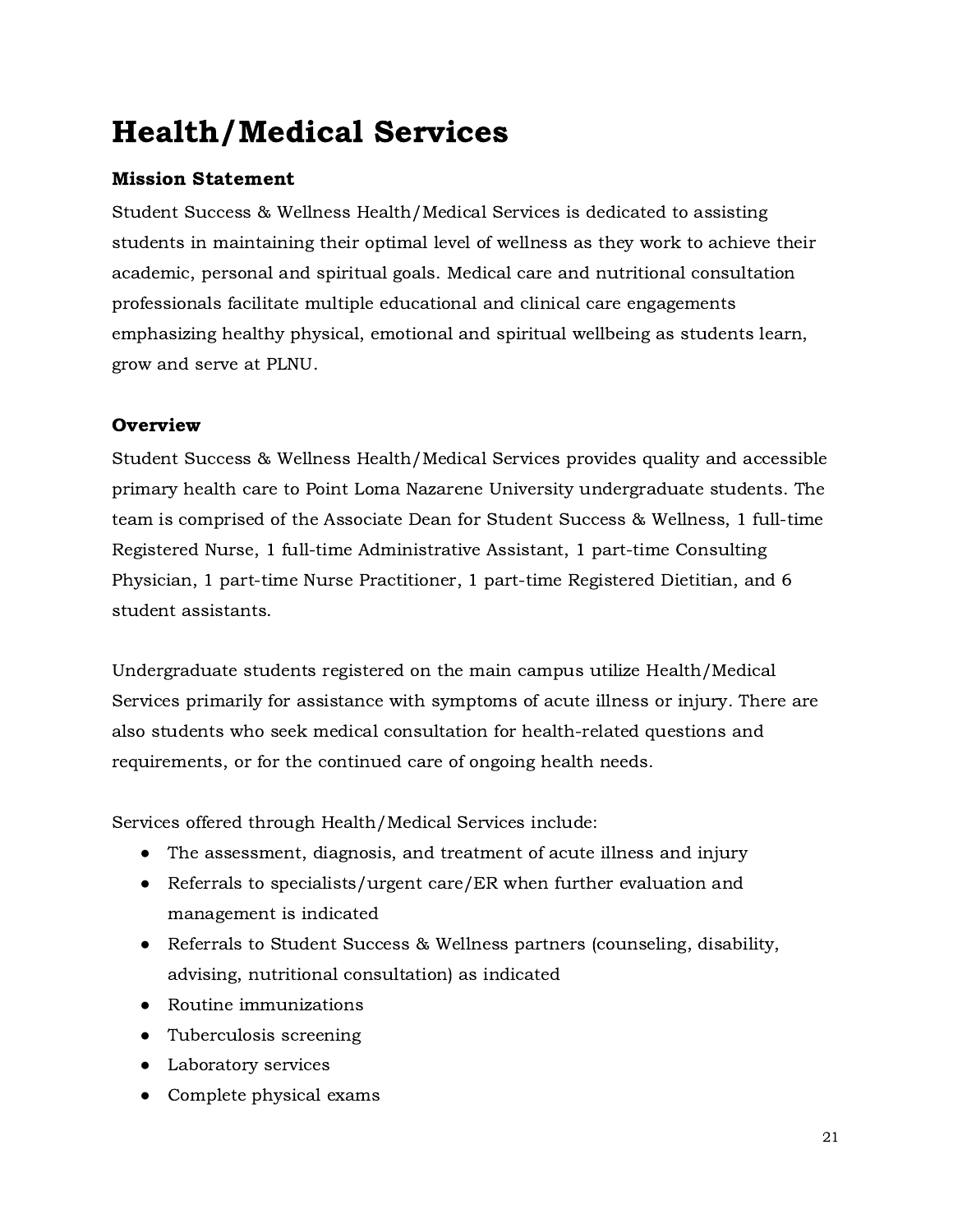# Health/Medical Services

### Mission Statement

Student Success & Wellness Health/Medical Services is dedicated to assisting students in maintaining their optimal level of wellness as they work to achieve their academic, personal and spiritual goals. Medical care and nutritional consultation professionals facilitate multiple educational and clinical care engagements emphasizing healthy physical, emotional and spiritual wellbeing as students learn, grow and serve at PLNU.

### Overview

Student Success & Wellness Health/Medical Services provides quality and accessible primary health care to Point Loma Nazarene University undergraduate students. The team is comprised of the Associate Dean for Student Success & Wellness, 1 full-time Registered Nurse, 1 full-time Administrative Assistant, 1 part-time Consulting Physician, 1 part-time Nurse Practitioner, 1 part-time Registered Dietitian, and 6 student assistants.

Undergraduate students registered on the main campus utilize Health/Medical Services primarily for assistance with symptoms of acute illness or injury. There are also students who seek medical consultation for health-related questions and requirements, or for the continued care of ongoing health needs.

Services offered through Health/Medical Services include:

- The assessment, diagnosis, and treatment of acute illness and injury
- Referrals to specialists/urgent care/ER when further evaluation and management is indicated
- Referrals to Student Success & Wellness partners (counseling, disability, advising, nutritional consultation) as indicated
- Routine immunizations
- Tuberculosis screening
- Laboratory services
- Complete physical exams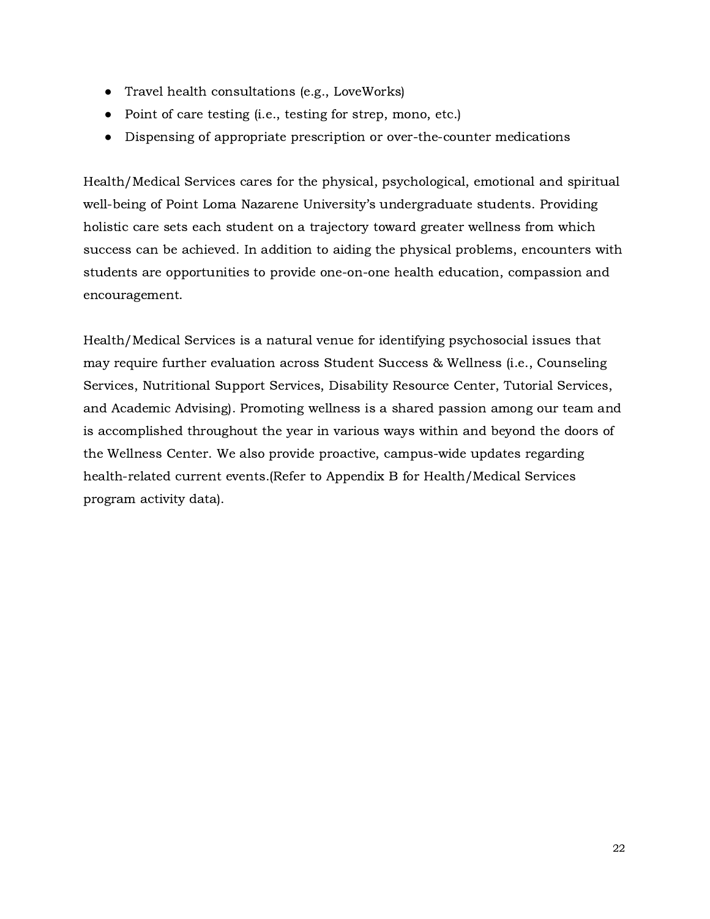- Travel health consultations (e.g., LoveWorks)
- Point of care testing (i.e., testing for strep, mono, etc.)
- Dispensing of appropriate prescription or over-the-counter medications

Health/Medical Services cares for the physical, psychological, emotional and spiritual well-being of Point Loma Nazarene University's undergraduate students. Providing holistic care sets each student on a trajectory toward greater wellness from which success can be achieved. In addition to aiding the physical problems, encounters with students are opportunities to provide one-on-one health education, compassion and encouragement.

Health/Medical Services is a natural venue for identifying psychosocial issues that may require further evaluation across Student Success & Wellness (i.e., Counseling Services, Nutritional Support Services, Disability Resource Center, Tutorial Services, and Academic Advising). Promoting wellness is a shared passion among our team and is accomplished throughout the year in various ways within and beyond the doors of the Wellness Center. We also provide proactive, campus-wide updates regarding health-related current events.(Refer to Appendix B for Health/Medical Services program activity data).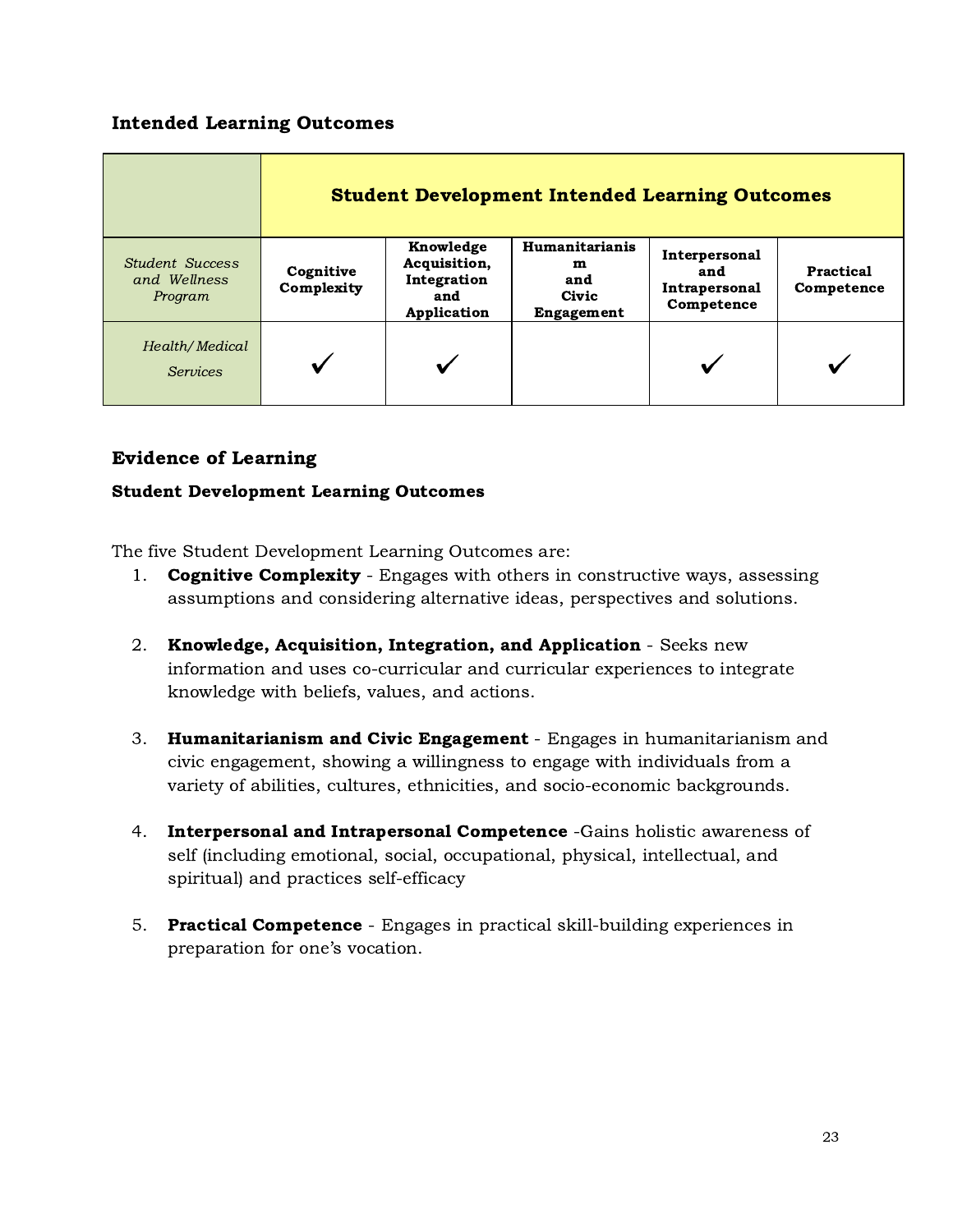## Intended Learning Outcomes

| | Student Development Intended Learning Outcomes | | | | |
|---|---|---|---|---|---|
| *Student Success and Wellness Program* | **Cognitive Complexity** | **Knowledge Acquisition, Integration and Application** | **Humanitarianism and Civic Engagement** | **Interpersonal and Intrapersonal Competence** | **Practical Competence** |
| *Health/Medical Services* | ✓ | ✓ | | ✓ | ✓ |

## Evidence of Learning

### Student Development Learning Outcomes

The five Student Development Learning Outcomes are:

1. **Cognitive Complexity** - Engages with others in constructive ways, assessing assumptions and considering alternative ideas, perspectives and solutions.

2. **Knowledge, Acquisition, Integration, and Application** - Seeks new information and uses co-curricular and curricular experiences to integrate knowledge with beliefs, values, and actions.

3. **Humanitarianism and Civic Engagement** - Engages in humanitarianism and civic engagement, showing a willingness to engage with individuals from a variety of abilities, cultures, ethnicities, and socio-economic backgrounds.

4. **Interpersonal and Intrapersonal Competence** -Gains holistic awareness of self (including emotional, social, occupational, physical, intellectual, and spiritual) and practices self-efficacy

5. **Practical Competence** - Engages in practical skill-building experiences in preparation for one's vocation.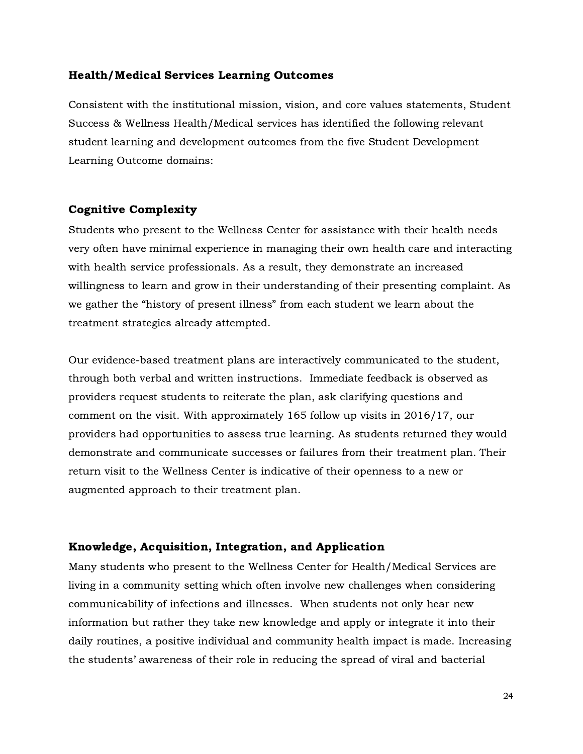### Health/Medical Services Learning Outcomes

Consistent with the institutional mission, vision, and core values statements, Student Success & Wellness Health/Medical services has identified the following relevant student learning and development outcomes from the five Student Development Learning Outcome domains:

### Cognitive Complexity

Students who present to the Wellness Center for assistance with their health needs very often have minimal experience in managing their own health care and interacting with health service professionals. As a result, they demonstrate an increased willingness to learn and grow in their understanding of their presenting complaint. As we gather the "history of present illness" from each student we learn about the treatment strategies already attempted.

Our evidence-based treatment plans are interactively communicated to the student, through both verbal and written instructions. Immediate feedback is observed as providers request students to reiterate the plan, ask clarifying questions and comment on the visit. With approximately 165 follow up visits in 2016/17, our providers had opportunities to assess true learning. As students returned they would demonstrate and communicate successes or failures from their treatment plan. Their return visit to the Wellness Center is indicative of their openness to a new or augmented approach to their treatment plan.

### Knowledge, Acquisition, Integration, and Application

Many students who present to the Wellness Center for Health/Medical Services are living in a community setting which often involve new challenges when considering communicability of infections and illnesses. When students not only hear new information but rather they take new knowledge and apply or integrate it into their daily routines, a positive individual and community health impact is made. Increasing the students' awareness of their role in reducing the spread of viral and bacterial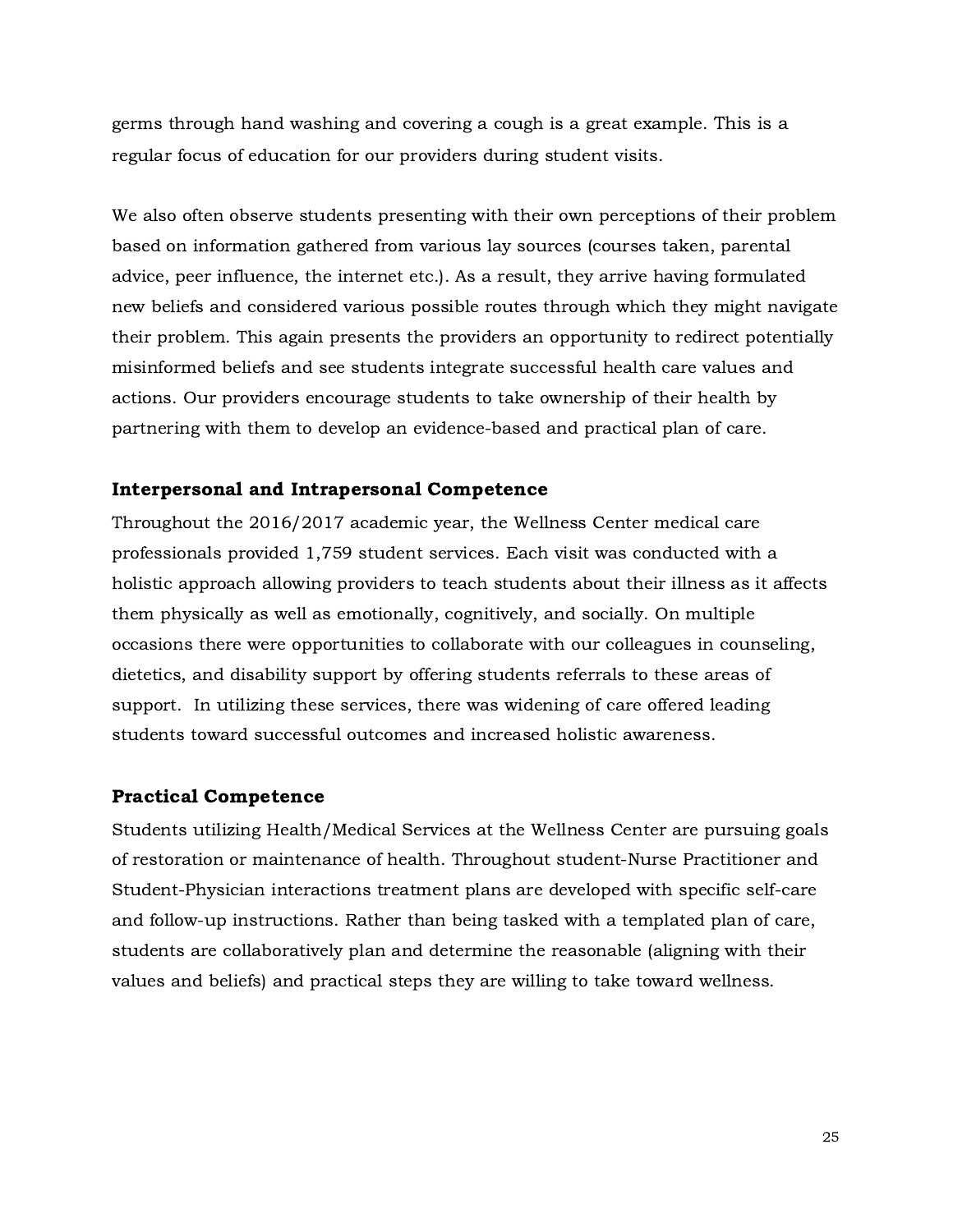germs through hand washing and covering a cough is a great example. This is a regular focus of education for our providers during student visits.

We also often observe students presenting with their own perceptions of their problem based on information gathered from various lay sources (courses taken, parental advice, peer influence, the internet etc.). As a result, they arrive having formulated new beliefs and considered various possible routes through which they might navigate their problem. This again presents the providers an opportunity to redirect potentially misinformed beliefs and see students integrate successful health care values and actions. Our providers encourage students to take ownership of their health by partnering with them to develop an evidence-based and practical plan of care.

### Interpersonal and Intrapersonal Competence

Throughout the 2016/2017 academic year, the Wellness Center medical care professionals provided 1,759 student services. Each visit was conducted with a holistic approach allowing providers to teach students about their illness as it affects them physically as well as emotionally, cognitively, and socially. On multiple occasions there were opportunities to collaborate with our colleagues in counseling, dietetics, and disability support by offering students referrals to these areas of support. In utilizing these services, there was widening of care offered leading students toward successful outcomes and increased holistic awareness.

### Practical Competence

Students utilizing Health/Medical Services at the Wellness Center are pursuing goals of restoration or maintenance of health. Throughout student-Nurse Practitioner and Student-Physician interactions treatment plans are developed with specific self-care and follow-up instructions. Rather than being tasked with a templated plan of care, students are collaboratively plan and determine the reasonable (aligning with their values and beliefs) and practical steps they are willing to take toward wellness.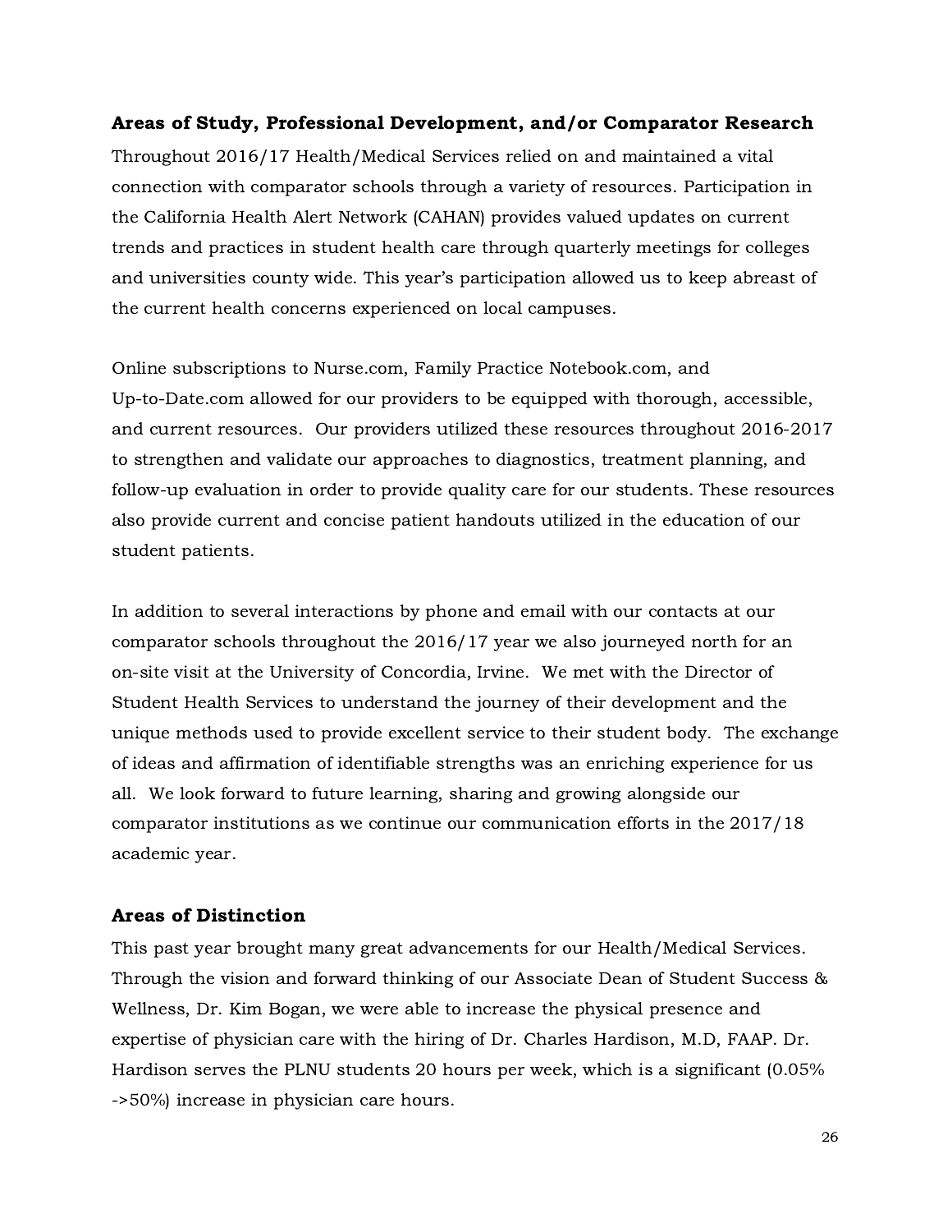### Areas of Study, Professional Development, and/or Comparator Research

Throughout 2016/17 Health/Medical Services relied on and maintained a vital connection with comparator schools through a variety of resources. Participation in the California Health Alert Network (CAHAN) provides valued updates on current trends and practices in student health care through quarterly meetings for colleges and universities county wide. This year's participation allowed us to keep abreast of the current health concerns experienced on local campuses.

Online subscriptions to Nurse.com, Family Practice Notebook.com, and Up-to-Date.com allowed for our providers to be equipped with thorough, accessible, and current resources. Our providers utilized these resources throughout 2016-2017 to strengthen and validate our approaches to diagnostics, treatment planning, and follow-up evaluation in order to provide quality care for our students. These resources also provide current and concise patient handouts utilized in the education of our student patients.

In addition to several interactions by phone and email with our contacts at our comparator schools throughout the 2016/17 year we also journeyed north for an on-site visit at the University of Concordia, Irvine. We met with the Director of Student Health Services to understand the journey of their development and the unique methods used to provide excellent service to their student body. The exchange of ideas and affirmation of identifiable strengths was an enriching experience for us all. We look forward to future learning, sharing and growing alongside our comparator institutions as we continue our communication efforts in the 2017/18 academic year.

### Areas of Distinction

This past year brought many great advancements for our Health/Medical Services. Through the vision and forward thinking of our Associate Dean of Student Success & Wellness, Dr. Kim Bogan, we were able to increase the physical presence and expertise of physician care with the hiring of Dr. Charles Hardison, M.D, FAAP. Dr. Hardison serves the PLNU students 20 hours per week, which is a significant (0.05% ->50%) increase in physician care hours.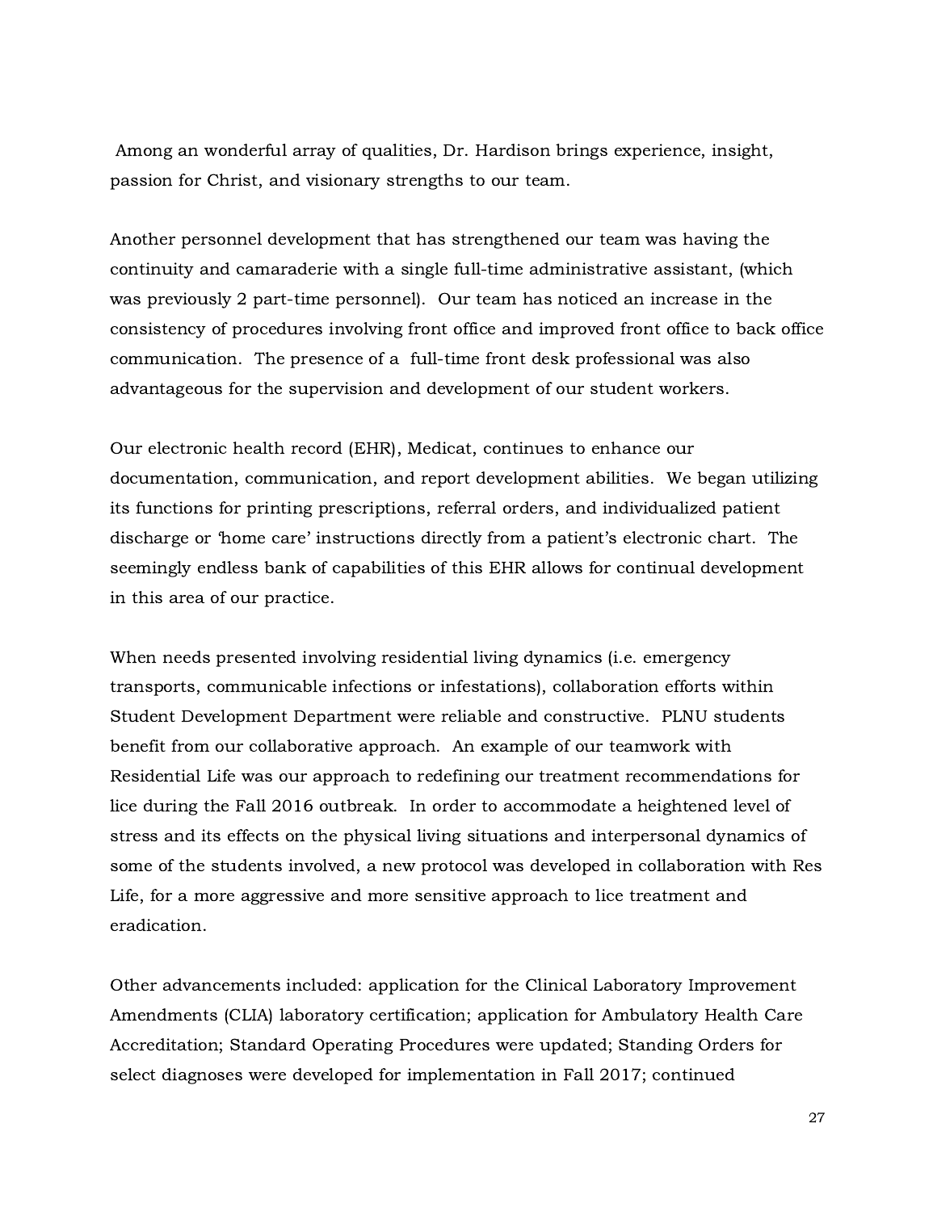Among an wonderful array of qualities, Dr. Hardison brings experience, insight, passion for Christ, and visionary strengths to our team.

Another personnel development that has strengthened our team was having the continuity and camaraderie with a single full-time administrative assistant, (which was previously 2 part-time personnel). Our team has noticed an increase in the consistency of procedures involving front office and improved front office to back office communication. The presence of a full-time front desk professional was also advantageous for the supervision and development of our student workers.

Our electronic health record (EHR), Medicat, continues to enhance our documentation, communication, and report development abilities. We began utilizing its functions for printing prescriptions, referral orders, and individualized patient discharge or 'home care' instructions directly from a patient's electronic chart. The seemingly endless bank of capabilities of this EHR allows for continual development in this area of our practice.

When needs presented involving residential living dynamics (i.e. emergency transports, communicable infections or infestations), collaboration efforts within Student Development Department were reliable and constructive. PLNU students benefit from our collaborative approach. An example of our teamwork with Residential Life was our approach to redefining our treatment recommendations for lice during the Fall 2016 outbreak. In order to accommodate a heightened level of stress and its effects on the physical living situations and interpersonal dynamics of some of the students involved, a new protocol was developed in collaboration with Res Life, for a more aggressive and more sensitive approach to lice treatment and eradication.

Other advancements included: application for the Clinical Laboratory Improvement Amendments (CLIA) laboratory certification; application for Ambulatory Health Care Accreditation; Standard Operating Procedures were updated; Standing Orders for select diagnoses were developed for implementation in Fall 2017; continued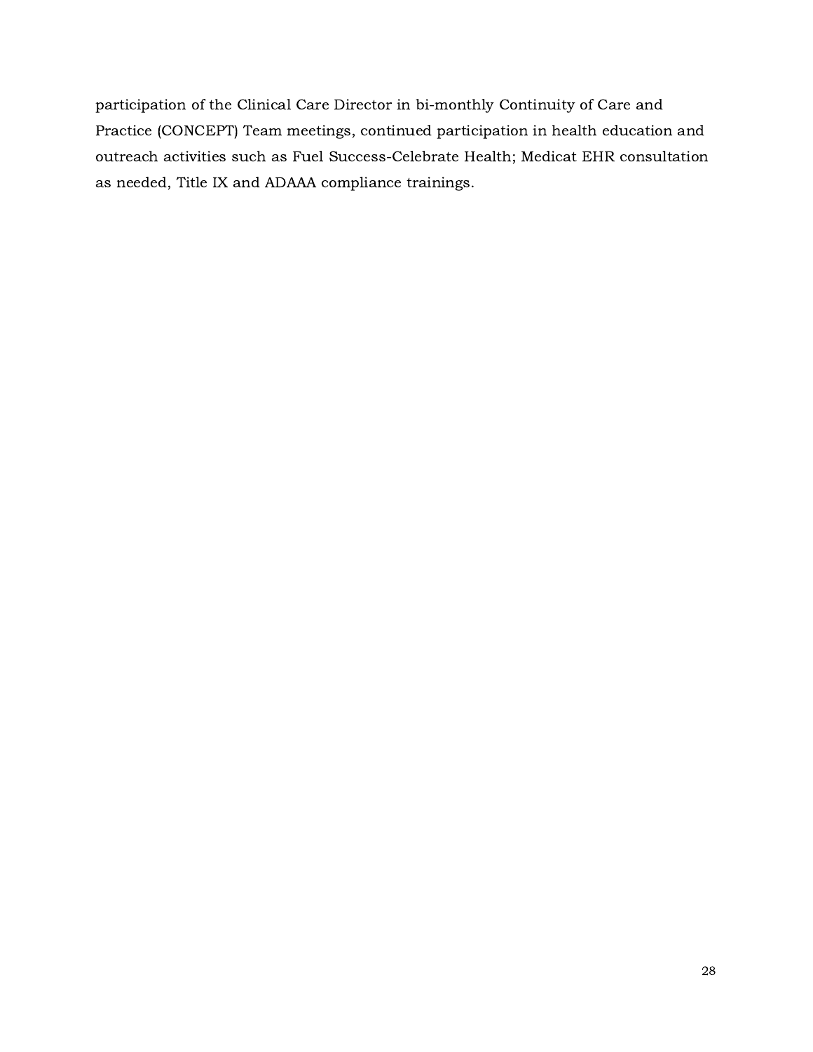participation of the Clinical Care Director in bi-monthly Continuity of Care and Practice (CONCEPT) Team meetings, continued participation in health education and outreach activities such as Fuel Success-Celebrate Health; Medicat EHR consultation as needed, Title IX and ADAAA compliance trainings.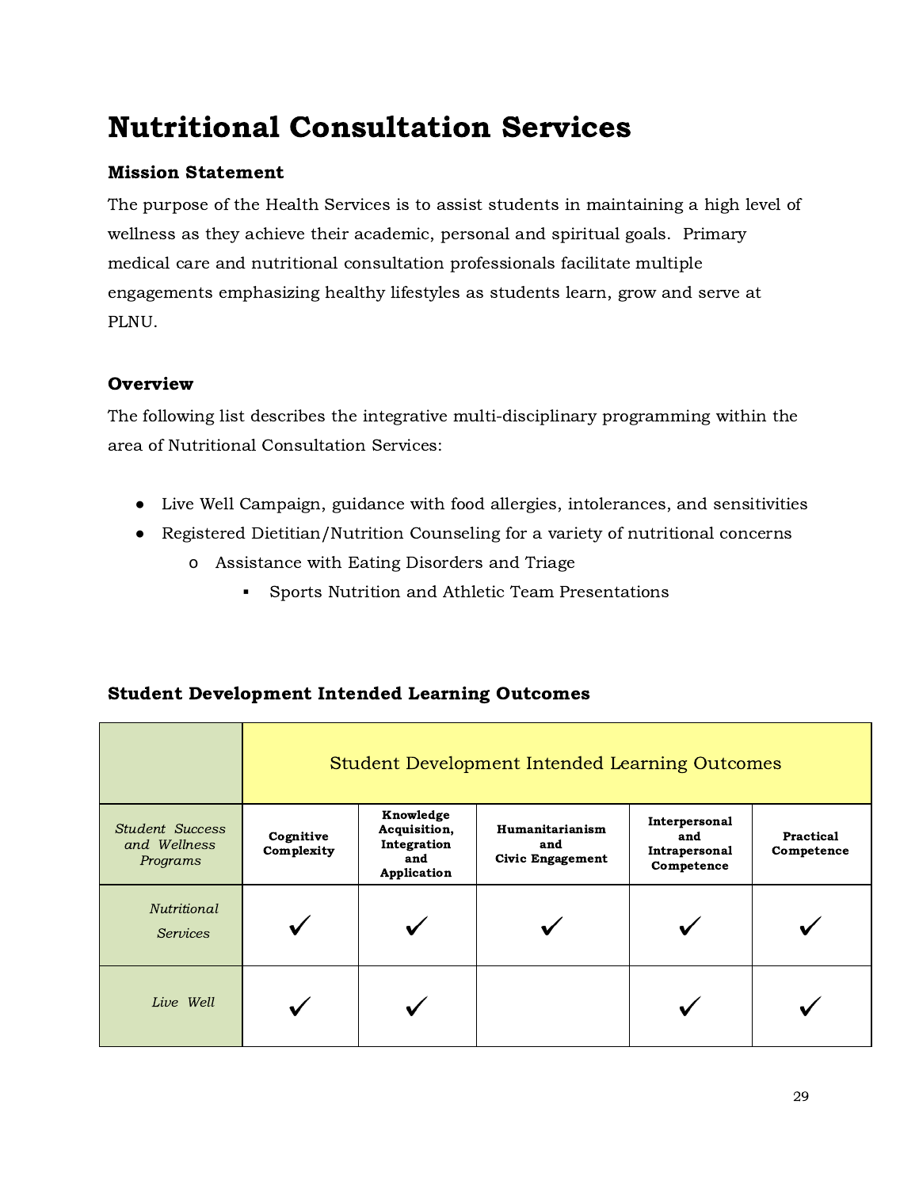# Nutritional Consultation Services

### Mission Statement

The purpose of the Health Services is to assist students in maintaining a high level of wellness as they achieve their academic, personal and spiritual goals. Primary medical care and nutritional consultation professionals facilitate multiple engagements emphasizing healthy lifestyles as students learn, grow and serve at PLNU.

### Overview

The following list describes the integrative multi-disciplinary programming within the area of Nutritional Consultation Services:

- Live Well Campaign, guidance with food allergies, intolerances, and sensitivities
- Registered Dietitian/Nutrition Counseling for a variety of nutritional concerns
  - Assistance with Eating Disorders and Triage
    - Sports Nutrition and Athletic Team Presentations

### Student Development Intended Learning Outcomes

| | Student Development Intended Learning Outcomes | | | | |
|---|---|---|---|---|---|
| *Student Success and Wellness Programs* | **Cognitive Complexity** | **Knowledge Acquisition, Integration and Application** | **Humanitarianism and Civic Engagement** | **Interpersonal and Intrapersonal Competence** | **Practical Competence** |
| *Nutritional Services* | ✓ | ✓ | ✓ | ✓ | ✓ |
| *Live Well* | ✓ | ✓ | | ✓ | ✓ |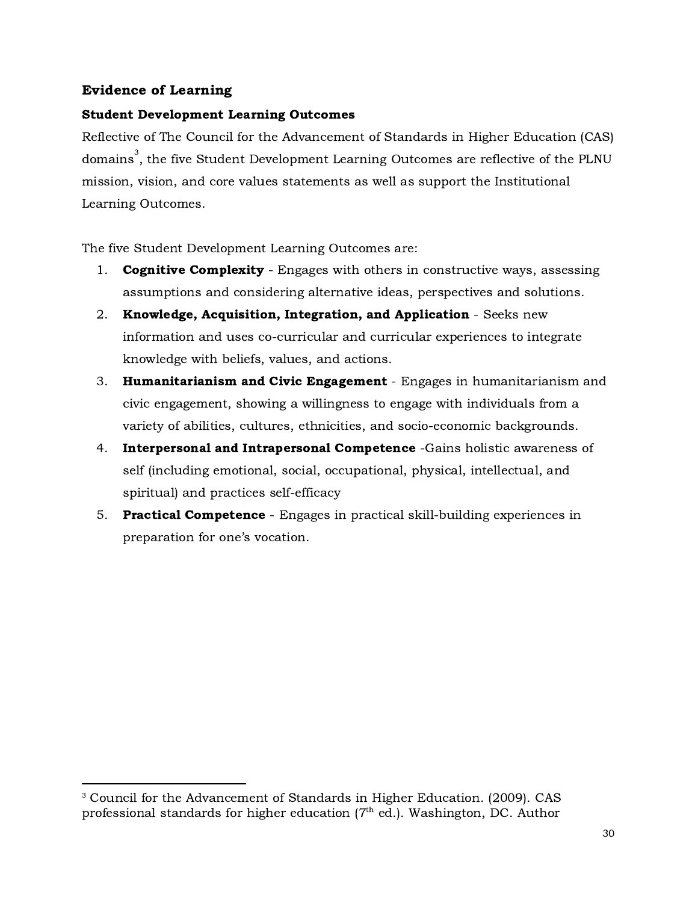## Evidence of Learning

### Student Development Learning Outcomes

Reflective of The Council for the Advancement of Standards in Higher Education (CAS) domains[3], the five Student Development Learning Outcomes are reflective of the PLNU mission, vision, and core values statements as well as support the Institutional Learning Outcomes.

The five Student Development Learning Outcomes are:

1. **Cognitive Complexity** - Engages with others in constructive ways, assessing assumptions and considering alternative ideas, perspectives and solutions.
2. **Knowledge, Acquisition, Integration, and Application** - Seeks new information and uses co-curricular and curricular experiences to integrate knowledge with beliefs, values, and actions.
3. **Humanitarianism and Civic Engagement** - Engages in humanitarianism and civic engagement, showing a willingness to engage with individuals from a variety of abilities, cultures, ethnicities, and socio-economic backgrounds.
4. **Interpersonal and Intrapersonal Competence** -Gains holistic awareness of self (including emotional, social, occupational, physical, intellectual, and spiritual) and practices self-efficacy
5. **Practical Competence** - Engages in practical skill-building experiences in preparation for one's vocation.

---

[3] Council for the Advancement of Standards in Higher Education. (2009). CAS professional standards for higher education (7th ed.). Washington, DC. Author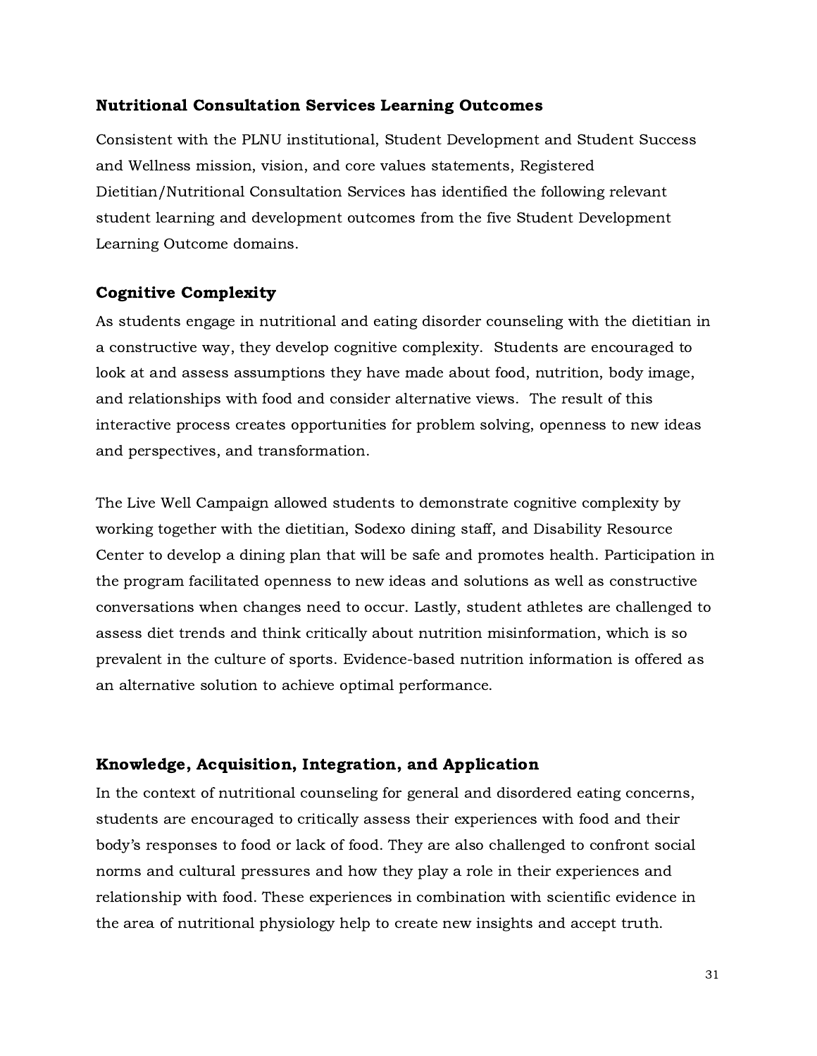## Nutritional Consultation Services Learning Outcomes

Consistent with the PLNU institutional, Student Development and Student Success and Wellness mission, vision, and core values statements, Registered Dietitian/Nutritional Consultation Services has identified the following relevant student learning and development outcomes from the five Student Development Learning Outcome domains.

## Cognitive Complexity

As students engage in nutritional and eating disorder counseling with the dietitian in a constructive way, they develop cognitive complexity. Students are encouraged to look at and assess assumptions they have made about food, nutrition, body image, and relationships with food and consider alternative views. The result of this interactive process creates opportunities for problem solving, openness to new ideas and perspectives, and transformation.

The Live Well Campaign allowed students to demonstrate cognitive complexity by working together with the dietitian, Sodexo dining staff, and Disability Resource Center to develop a dining plan that will be safe and promotes health. Participation in the program facilitated openness to new ideas and solutions as well as constructive conversations when changes need to occur. Lastly, student athletes are challenged to assess diet trends and think critically about nutrition misinformation, which is so prevalent in the culture of sports. Evidence-based nutrition information is offered as an alternative solution to achieve optimal performance.

## Knowledge, Acquisition, Integration, and Application

In the context of nutritional counseling for general and disordered eating concerns, students are encouraged to critically assess their experiences with food and their body's responses to food or lack of food. They are also challenged to confront social norms and cultural pressures and how they play a role in their experiences and relationship with food. These experiences in combination with scientific evidence in the area of nutritional physiology help to create new insights and accept truth.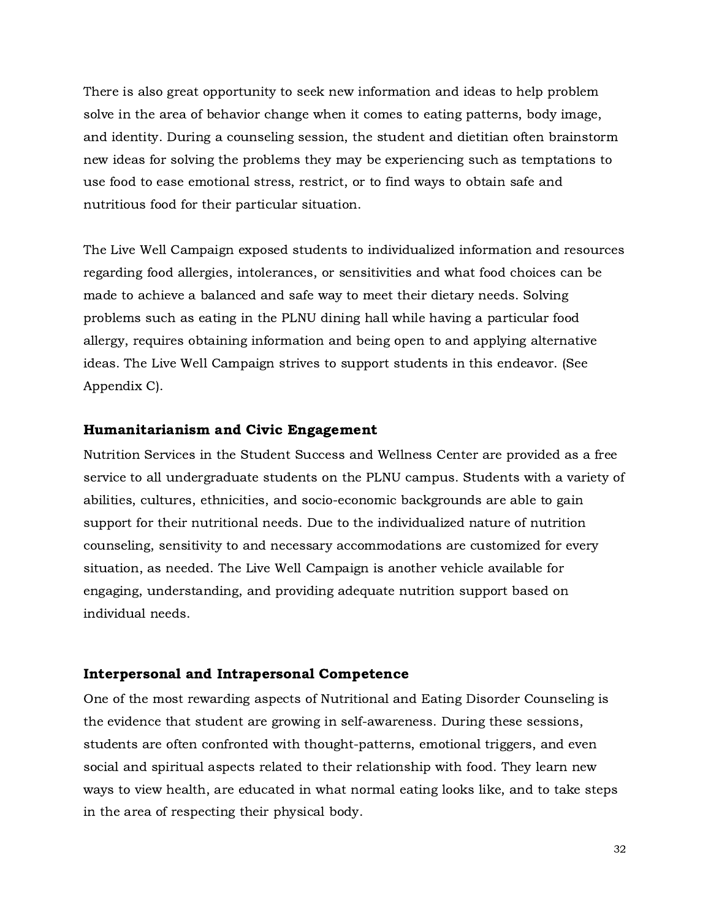There is also great opportunity to seek new information and ideas to help problem solve in the area of behavior change when it comes to eating patterns, body image, and identity. During a counseling session, the student and dietitian often brainstorm new ideas for solving the problems they may be experiencing such as temptations to use food to ease emotional stress, restrict, or to find ways to obtain safe and nutritious food for their particular situation.

The Live Well Campaign exposed students to individualized information and resources regarding food allergies, intolerances, or sensitivities and what food choices can be made to achieve a balanced and safe way to meet their dietary needs. Solving problems such as eating in the PLNU dining hall while having a particular food allergy, requires obtaining information and being open to and applying alternative ideas. The Live Well Campaign strives to support students in this endeavor. (See Appendix C).

### Humanitarianism and Civic Engagement

Nutrition Services in the Student Success and Wellness Center are provided as a free service to all undergraduate students on the PLNU campus. Students with a variety of abilities, cultures, ethnicities, and socio-economic backgrounds are able to gain support for their nutritional needs. Due to the individualized nature of nutrition counseling, sensitivity to and necessary accommodations are customized for every situation, as needed. The Live Well Campaign is another vehicle available for engaging, understanding, and providing adequate nutrition support based on individual needs.

### Interpersonal and Intrapersonal Competence

One of the most rewarding aspects of Nutritional and Eating Disorder Counseling is the evidence that student are growing in self-awareness. During these sessions, students are often confronted with thought-patterns, emotional triggers, and even social and spiritual aspects related to their relationship with food. They learn new ways to view health, are educated in what normal eating looks like, and to take steps in the area of respecting their physical body.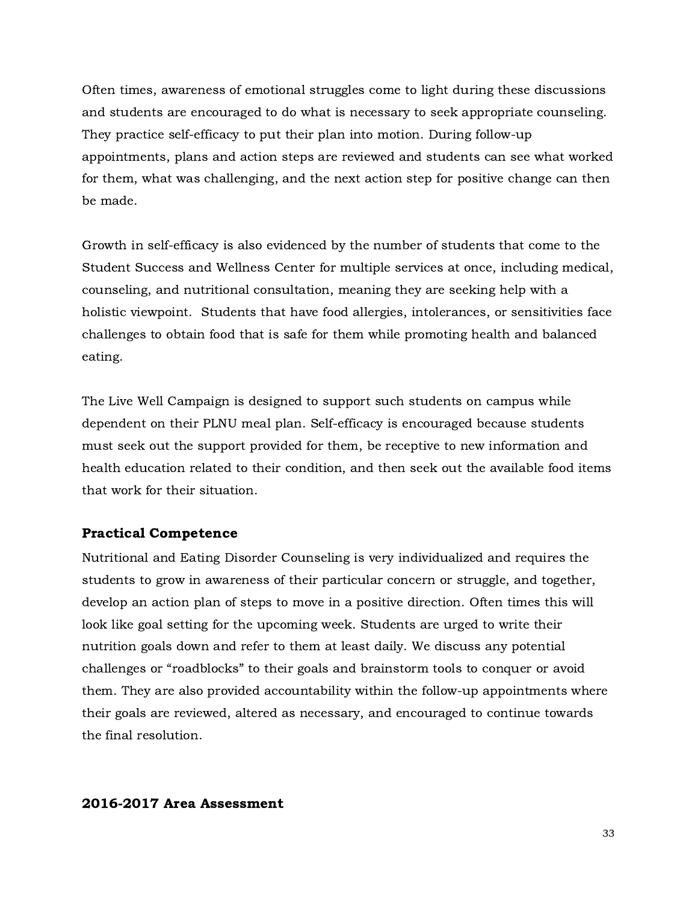Often times, awareness of emotional struggles come to light during these discussions and students are encouraged to do what is necessary to seek appropriate counseling. They practice self-efficacy to put their plan into motion. During follow-up appointments, plans and action steps are reviewed and students can see what worked for them, what was challenging, and the next action step for positive change can then be made.

Growth in self-efficacy is also evidenced by the number of students that come to the Student Success and Wellness Center for multiple services at once, including medical, counseling, and nutritional consultation, meaning they are seeking help with a holistic viewpoint. Students that have food allergies, intolerances, or sensitivities face challenges to obtain food that is safe for them while promoting health and balanced eating.

The Live Well Campaign is designed to support such students on campus while dependent on their PLNU meal plan. Self-efficacy is encouraged because students must seek out the support provided for them, be receptive to new information and health education related to their condition, and then seek out the available food items that work for their situation.

### Practical Competence

Nutritional and Eating Disorder Counseling is very individualized and requires the students to grow in awareness of their particular concern or struggle, and together, develop an action plan of steps to move in a positive direction. Often times this will look like goal setting for the upcoming week. Students are urged to write their nutrition goals down and refer to them at least daily. We discuss any potential challenges or "roadblocks" to their goals and brainstorm tools to conquer or avoid them. They are also provided accountability within the follow-up appointments where their goals are reviewed, altered as necessary, and encouraged to continue towards the final resolution.

### 2016-2017 Area Assessment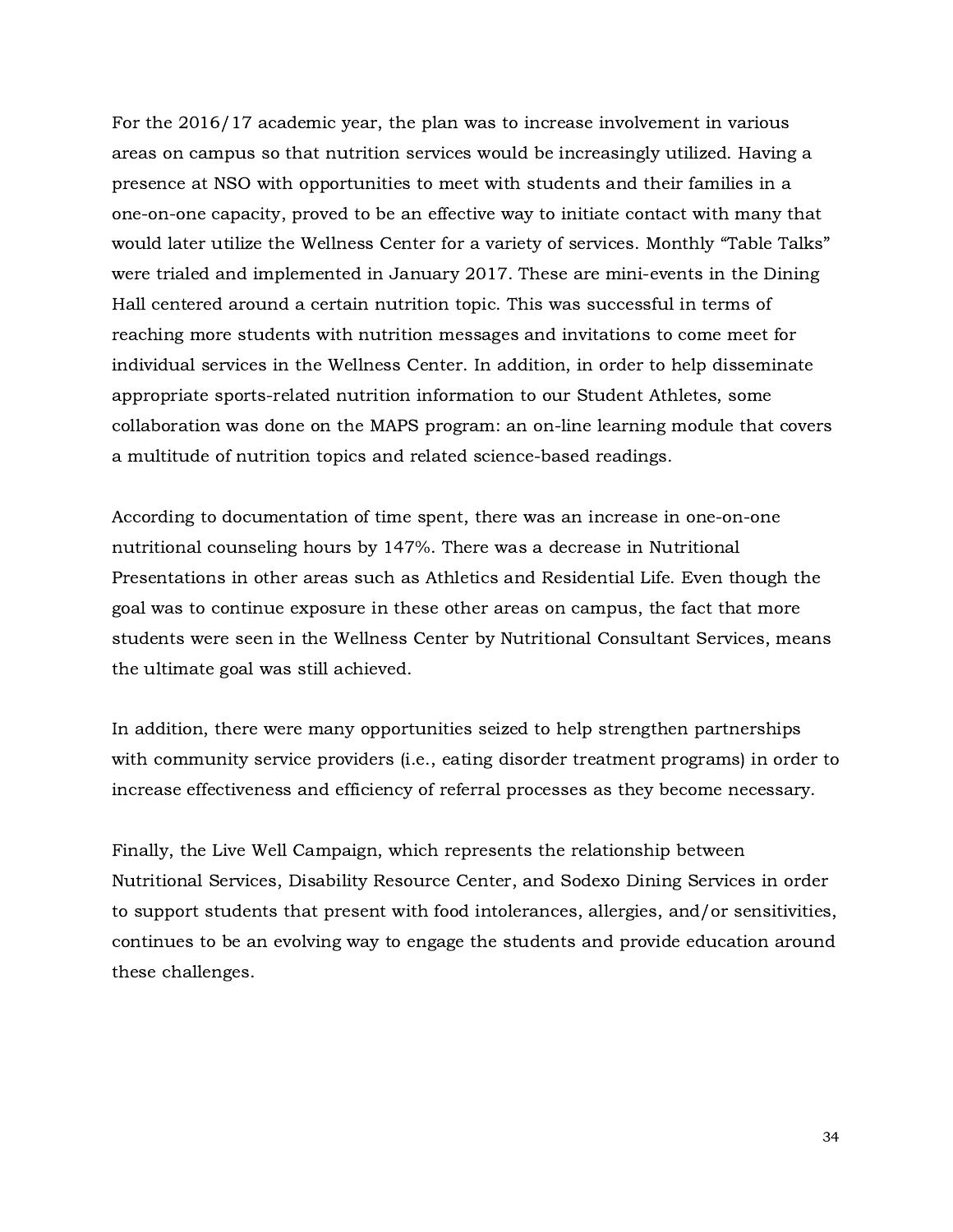For the 2016/17 academic year, the plan was to increase involvement in various areas on campus so that nutrition services would be increasingly utilized. Having a presence at NSO with opportunities to meet with students and their families in a one-on-one capacity, proved to be an effective way to initiate contact with many that would later utilize the Wellness Center for a variety of services. Monthly "Table Talks" were trialed and implemented in January 2017. These are mini-events in the Dining Hall centered around a certain nutrition topic. This was successful in terms of reaching more students with nutrition messages and invitations to come meet for individual services in the Wellness Center. In addition, in order to help disseminate appropriate sports-related nutrition information to our Student Athletes, some collaboration was done on the MAPS program: an on-line learning module that covers a multitude of nutrition topics and related science-based readings.

According to documentation of time spent, there was an increase in one-on-one nutritional counseling hours by 147%. There was a decrease in Nutritional Presentations in other areas such as Athletics and Residential Life. Even though the goal was to continue exposure in these other areas on campus, the fact that more students were seen in the Wellness Center by Nutritional Consultant Services, means the ultimate goal was still achieved.

In addition, there were many opportunities seized to help strengthen partnerships with community service providers (i.e., eating disorder treatment programs) in order to increase effectiveness and efficiency of referral processes as they become necessary.

Finally, the Live Well Campaign, which represents the relationship between Nutritional Services, Disability Resource Center, and Sodexo Dining Services in order to support students that present with food intolerances, allergies, and/or sensitivities, continues to be an evolving way to engage the students and provide education around these challenges.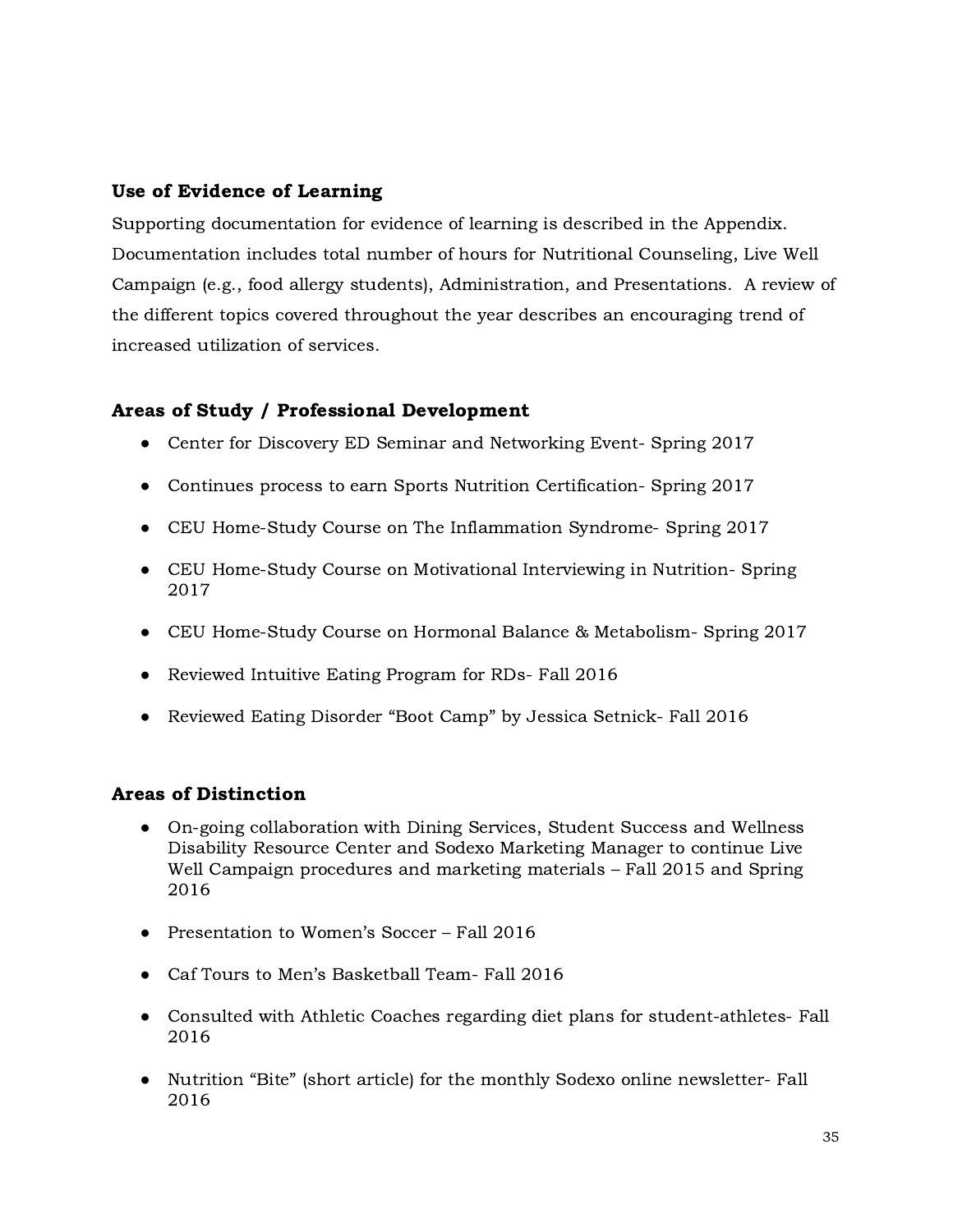### Use of Evidence of Learning

Supporting documentation for evidence of learning is described in the Appendix. Documentation includes total number of hours for Nutritional Counseling, Live Well Campaign (e.g., food allergy students), Administration, and Presentations. A review of the different topics covered throughout the year describes an encouraging trend of increased utilization of services.

### Areas of Study / Professional Development

- Center for Discovery ED Seminar and Networking Event- Spring 2017
- Continues process to earn Sports Nutrition Certification- Spring 2017
- CEU Home-Study Course on The Inflammation Syndrome- Spring 2017
- CEU Home-Study Course on Motivational Interviewing in Nutrition- Spring 2017
- CEU Home-Study Course on Hormonal Balance & Metabolism- Spring 2017
- Reviewed Intuitive Eating Program for RDs- Fall 2016
- Reviewed Eating Disorder "Boot Camp" by Jessica Setnick- Fall 2016

### Areas of Distinction

- On-going collaboration with Dining Services, Student Success and Wellness Disability Resource Center and Sodexo Marketing Manager to continue Live Well Campaign procedures and marketing materials – Fall 2015 and Spring 2016
- Presentation to Women's Soccer – Fall 2016
- Caf Tours to Men's Basketball Team- Fall 2016
- Consulted with Athletic Coaches regarding diet plans for student-athletes- Fall 2016
- Nutrition "Bite" (short article) for the monthly Sodexo online newsletter- Fall 2016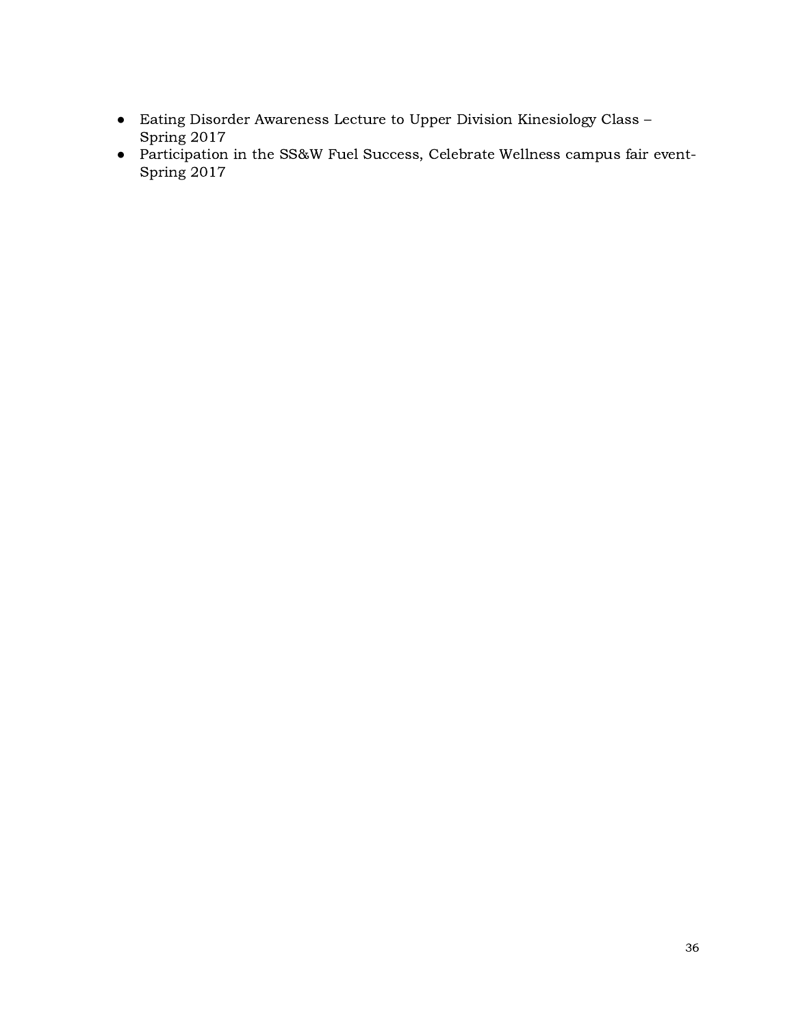- Eating Disorder Awareness Lecture to Upper Division Kinesiology Class – Spring 2017
- Participation in the SS&W Fuel Success, Celebrate Wellness campus fair event-Spring 2017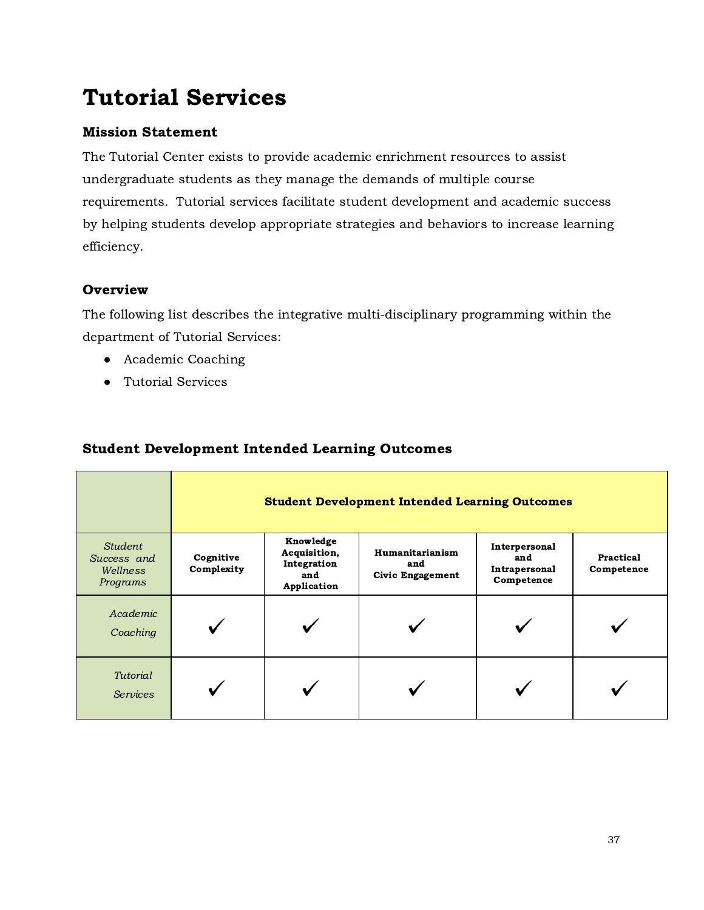# Tutorial Services

### Mission Statement

The Tutorial Center exists to provide academic enrichment resources to assist undergraduate students as they manage the demands of multiple course requirements. Tutorial services facilitate student development and academic success by helping students develop appropriate strategies and behaviors to increase learning efficiency.

### Overview

The following list describes the integrative multi-disciplinary programming within the department of Tutorial Services:

- Academic Coaching
- Tutorial Services

### Student Development Intended Learning Outcomes

| | **Student Development Intended Learning Outcomes** | | | | |
|---|---|---|---|---|---|
| *Student Success and Wellness Programs* | **Cognitive Complexity** | **Knowledge Acquisition, Integration and Application** | **Humanitarianism and Civic Engagement** | **Interpersonal and Intrapersonal Competence** | **Practical Competence** |
| *Academic Coaching* | ✓ | ✓ | ✓ | ✓ | ✓ |
| *Tutorial Services* | ✓ | ✓ | ✓ | ✓ | ✓ |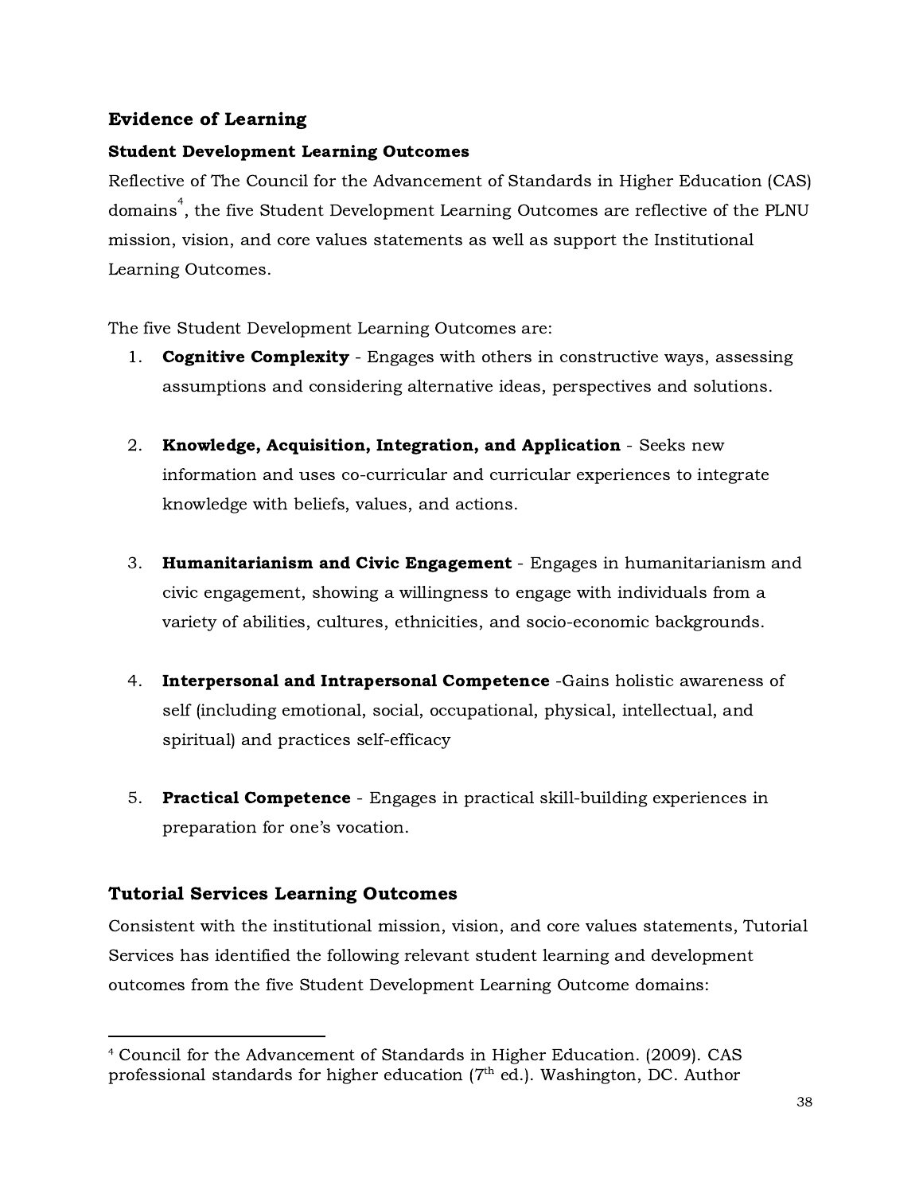## Evidence of Learning

### Student Development Learning Outcomes

Reflective of The Council for the Advancement of Standards in Higher Education (CAS) domains[4], the five Student Development Learning Outcomes are reflective of the PLNU mission, vision, and core values statements as well as support the Institutional Learning Outcomes.

The five Student Development Learning Outcomes are:

1. **Cognitive Complexity** - Engages with others in constructive ways, assessing assumptions and considering alternative ideas, perspectives and solutions.

2. **Knowledge, Acquisition, Integration, and Application** - Seeks new information and uses co-curricular and curricular experiences to integrate knowledge with beliefs, values, and actions.

3. **Humanitarianism and Civic Engagement** - Engages in humanitarianism and civic engagement, showing a willingness to engage with individuals from a variety of abilities, cultures, ethnicities, and socio-economic backgrounds.

4. **Interpersonal and Intrapersonal Competence** -Gains holistic awareness of self (including emotional, social, occupational, physical, intellectual, and spiritual) and practices self-efficacy

5. **Practical Competence** - Engages in practical skill-building experiences in preparation for one's vocation.

## Tutorial Services Learning Outcomes

Consistent with the institutional mission, vision, and core values statements, Tutorial Services has identified the following relevant student learning and development outcomes from the five Student Development Learning Outcome domains:

---

[4] Council for the Advancement of Standards in Higher Education. (2009). CAS professional standards for higher education (7th ed.). Washington, DC. Author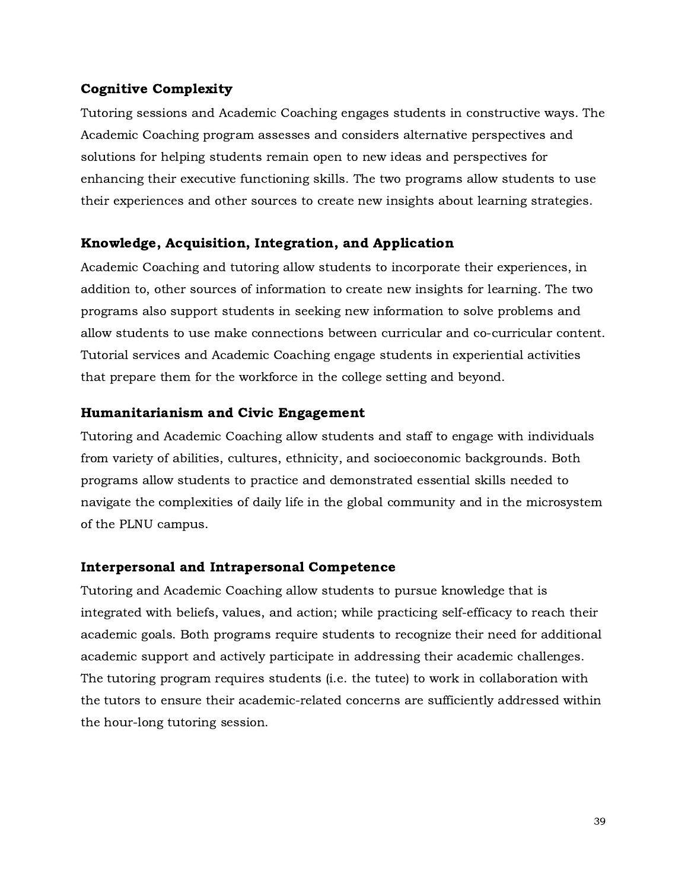### Cognitive Complexity

Tutoring sessions and Academic Coaching engages students in constructive ways. The Academic Coaching program assesses and considers alternative perspectives and solutions for helping students remain open to new ideas and perspectives for enhancing their executive functioning skills. The two programs allow students to use their experiences and other sources to create new insights about learning strategies.

### Knowledge, Acquisition, Integration, and Application

Academic Coaching and tutoring allow students to incorporate their experiences, in addition to, other sources of information to create new insights for learning. The two programs also support students in seeking new information to solve problems and allow students to use make connections between curricular and co-curricular content. Tutorial services and Academic Coaching engage students in experiential activities that prepare them for the workforce in the college setting and beyond.

### Humanitarianism and Civic Engagement

Tutoring and Academic Coaching allow students and staff to engage with individuals from variety of abilities, cultures, ethnicity, and socioeconomic backgrounds. Both programs allow students to practice and demonstrated essential skills needed to navigate the complexities of daily life in the global community and in the microsystem of the PLNU campus.

### Interpersonal and Intrapersonal Competence

Tutoring and Academic Coaching allow students to pursue knowledge that is integrated with beliefs, values, and action; while practicing self-efficacy to reach their academic goals. Both programs require students to recognize their need for additional academic support and actively participate in addressing their academic challenges. The tutoring program requires students (i.e. the tutee) to work in collaboration with the tutors to ensure their academic-related concerns are sufficiently addressed within the hour-long tutoring session.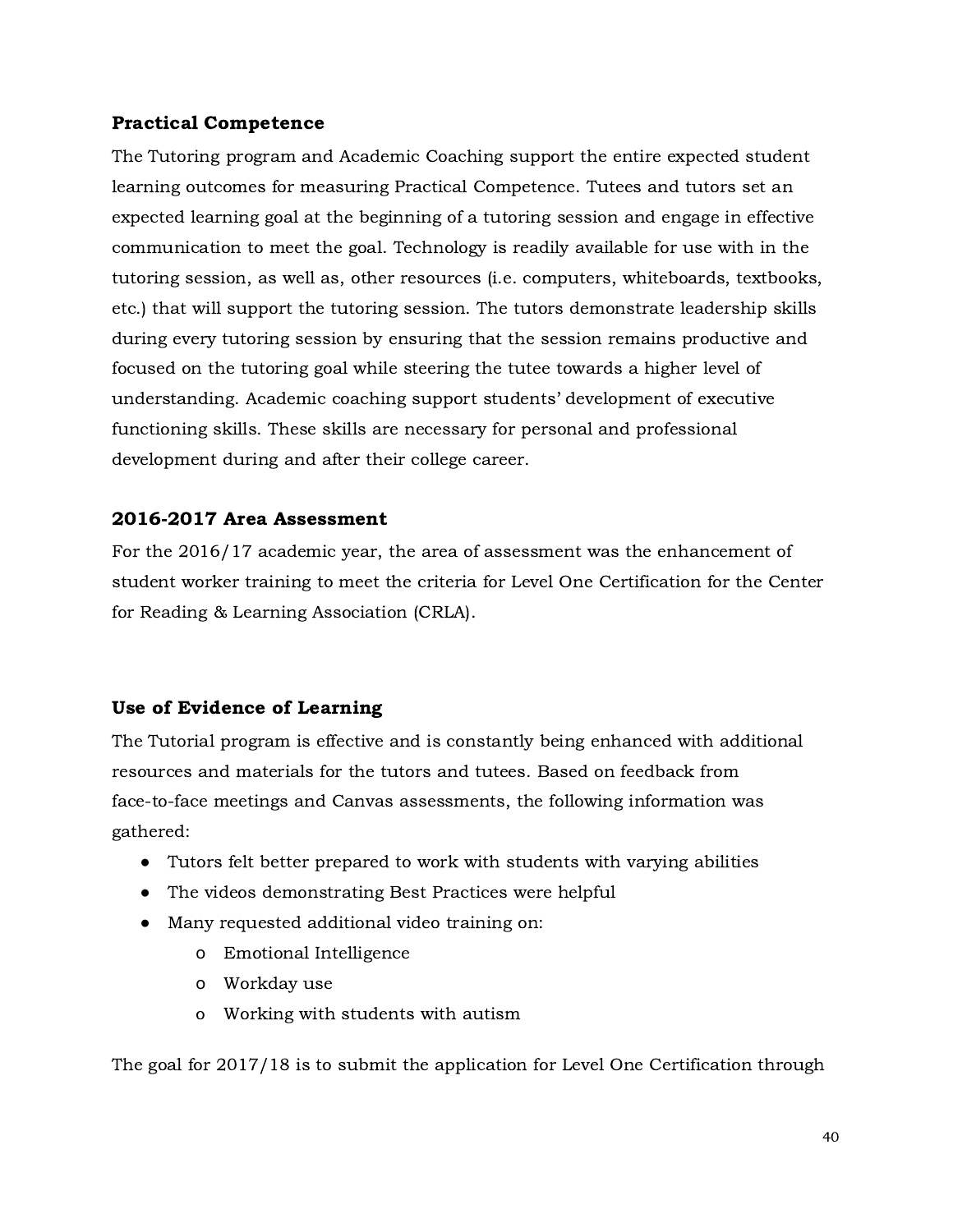### Practical Competence

The Tutoring program and Academic Coaching support the entire expected student learning outcomes for measuring Practical Competence. Tutees and tutors set an expected learning goal at the beginning of a tutoring session and engage in effective communication to meet the goal. Technology is readily available for use with in the tutoring session, as well as, other resources (i.e. computers, whiteboards, textbooks, etc.) that will support the tutoring session. The tutors demonstrate leadership skills during every tutoring session by ensuring that the session remains productive and focused on the tutoring goal while steering the tutee towards a higher level of understanding. Academic coaching support students' development of executive functioning skills. These skills are necessary for personal and professional development during and after their college career.

### 2016-2017 Area Assessment

For the 2016/17 academic year, the area of assessment was the enhancement of student worker training to meet the criteria for Level One Certification for the Center for Reading & Learning Association (CRLA).

### Use of Evidence of Learning

The Tutorial program is effective and is constantly being enhanced with additional resources and materials for the tutors and tutees. Based on feedback from face-to-face meetings and Canvas assessments, the following information was gathered:

- Tutors felt better prepared to work with students with varying abilities
- The videos demonstrating Best Practices were helpful
- Many requested additional video training on:
  - Emotional Intelligence
  - Workday use
  - Working with students with autism

The goal for 2017/18 is to submit the application for Level One Certification through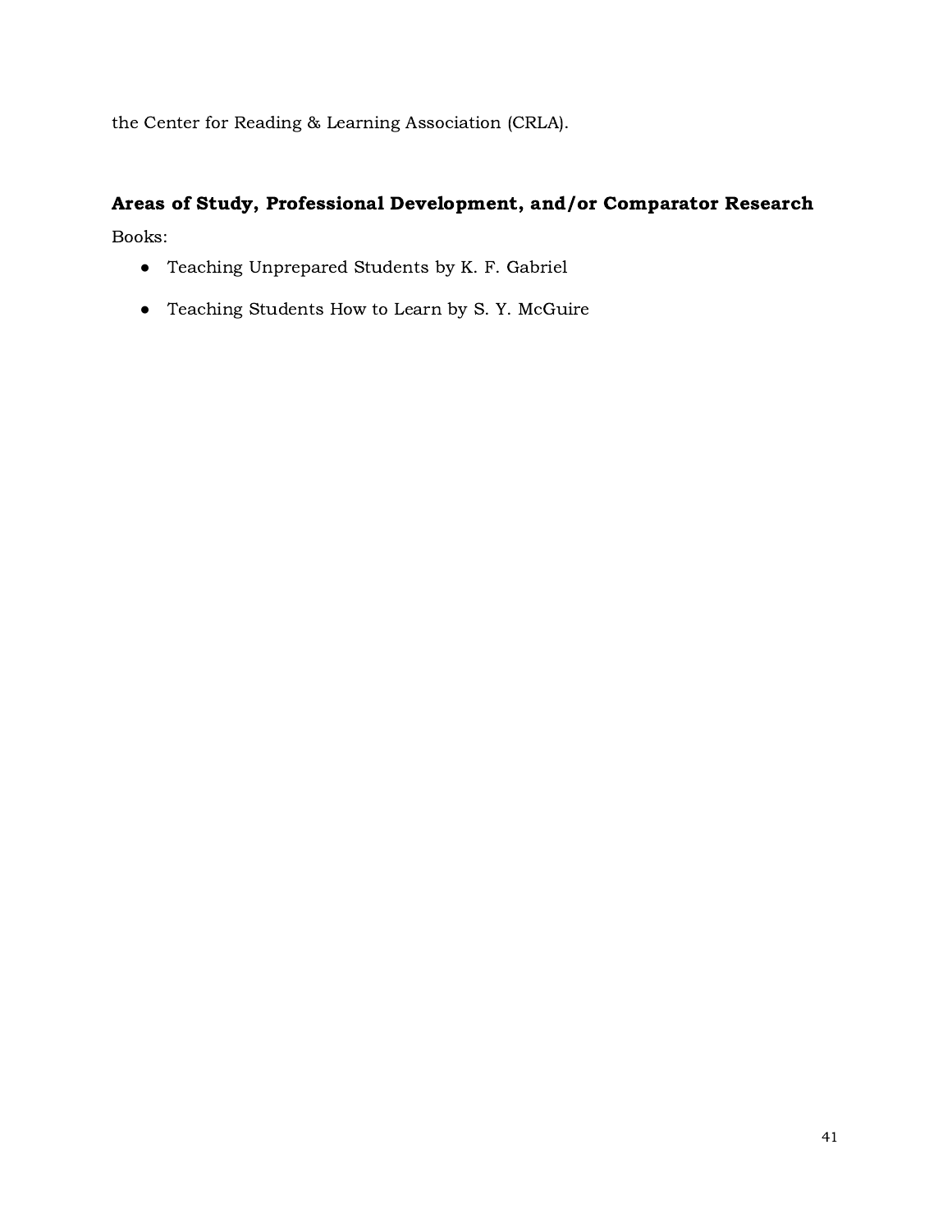the Center for Reading & Learning Association (CRLA).

## Areas of Study, Professional Development, and/or Comparator Research

Books:

- Teaching Unprepared Students by K. F. Gabriel
- Teaching Students How to Learn by S. Y. McGuire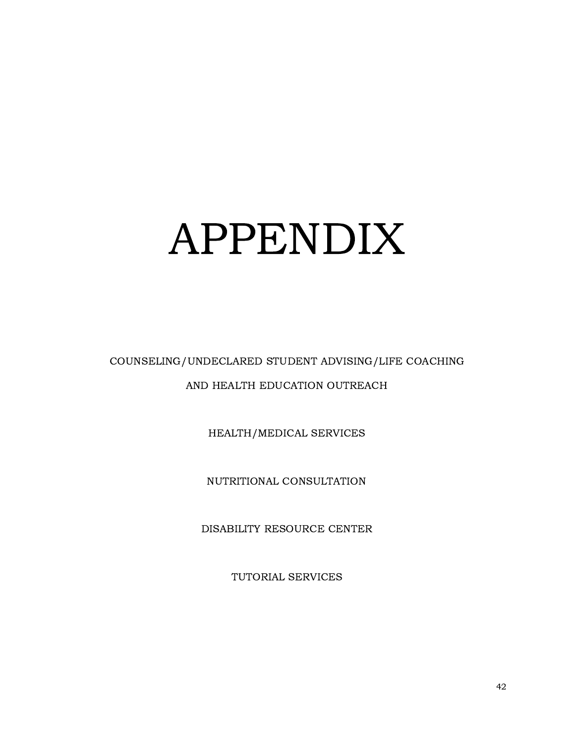# APPENDIX

COUNSELING/UNDECLARED STUDENT ADVISING/LIFE COACHING AND HEALTH EDUCATION OUTREACH

HEALTH/MEDICAL SERVICES

NUTRITIONAL CONSULTATION

DISABILITY RESOURCE CENTER

TUTORIAL SERVICES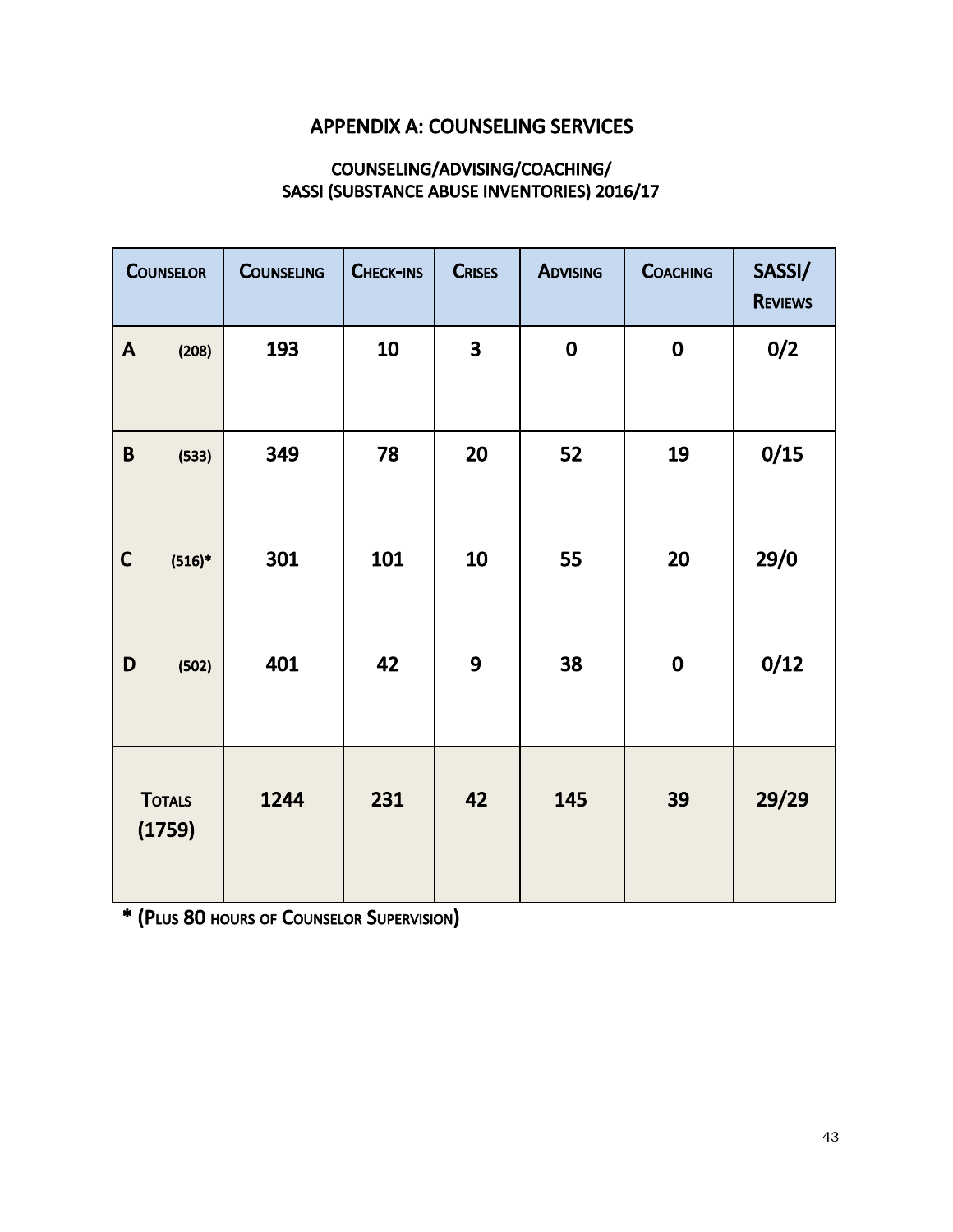## APPENDIX A: COUNSELING SERVICES

### COUNSELING/ADVISING/COACHING/ SASSI (SUBSTANCE ABUSE INVENTORIES) 2016/17

| Counselor | Counseling | Check-ins | Crises | Advising | Coaching | SASSI/ Reviews |
|---|---|---|---|---|---|---|
| A (208) | 193 | 10 | 3 | 0 | 0 | 0/2 |
| B (533) | 349 | 78 | 20 | 52 | 19 | 0/15 |
| C (516)* | 301 | 101 | 10 | 55 | 20 | 29/0 |
| D (502) | 401 | 42 | 9 | 38 | 0 | 0/12 |
| Totals (1759) | 1244 | 231 | 42 | 145 | 39 | 29/29 |

**\* (Plus 80 hours of Counselor Supervision)**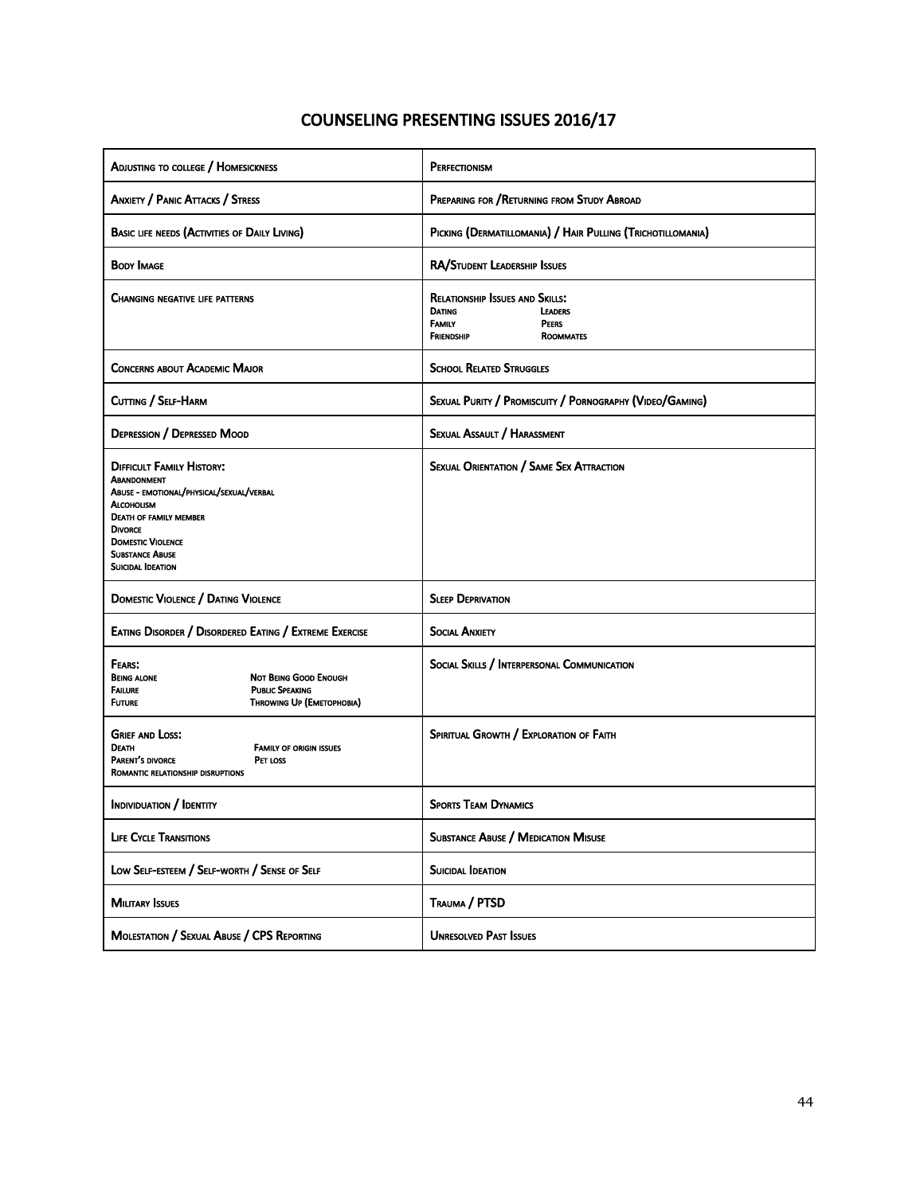# COUNSELING PRESENTING ISSUES 2016/17

| | |
|---|---|
| Adjusting to college / Homesickness | Perfectionism |
| Anxiety / Panic Attacks / Stress | Preparing for /Returning from Study Abroad |
| Basic life needs (Activities of Daily Living) | Picking (Dermatillomania) / Hair Pulling (Trichotillomania) |
| Body Image | RA/Student Leadership Issues |
| Changing negative life patterns | Relationship Issues and Skills:<br>Dating<br>Family<br>Friendship<br>Leaders<br>Peers<br>Roommates |
| Concerns about Academic Major | School Related Struggles |
| Cutting / Self-Harm | Sexual Purity / Promiscuity / Pornography (Video/Gaming) |
| Depression / Depressed Mood | Sexual Assault / Harassment |
| Difficult Family History:<br>Abandonment<br>Abuse - emotional/physical/sexual/verbal<br>Alcoholism<br>Death of family member<br>Divorce<br>Domestic Violence<br>Substance Abuse<br>Suicidal Ideation | Sexual Orientation / Same Sex Attraction |
| Domestic Violence / Dating Violence | Sleep Deprivation |
| Eating Disorder / Disordered Eating / Extreme Exercise | Social Anxiety |
| Fears:<br>Being alone<br>Failure<br>Future<br>Not Being Good Enough<br>Public Speaking<br>Throwing Up (Emetophobia) | Social Skills / Interpersonal Communication |
| Grief and Loss:<br>Death<br>Parent's divorce<br>Romantic relationship disruptions<br>Family of origin issues<br>Pet loss | Spiritual Growth / Exploration of Faith |
| Individuation / Identity | Sports Team Dynamics |
| Life Cycle Transitions | Substance Abuse / Medication Misuse |
| Low Self-esteem / Self-worth / Sense of Self | Suicidal Ideation |
| Military Issues | Trauma / PTSD |
| Molestation / Sexual Abuse / CPS Reporting | Unresolved Past Issues |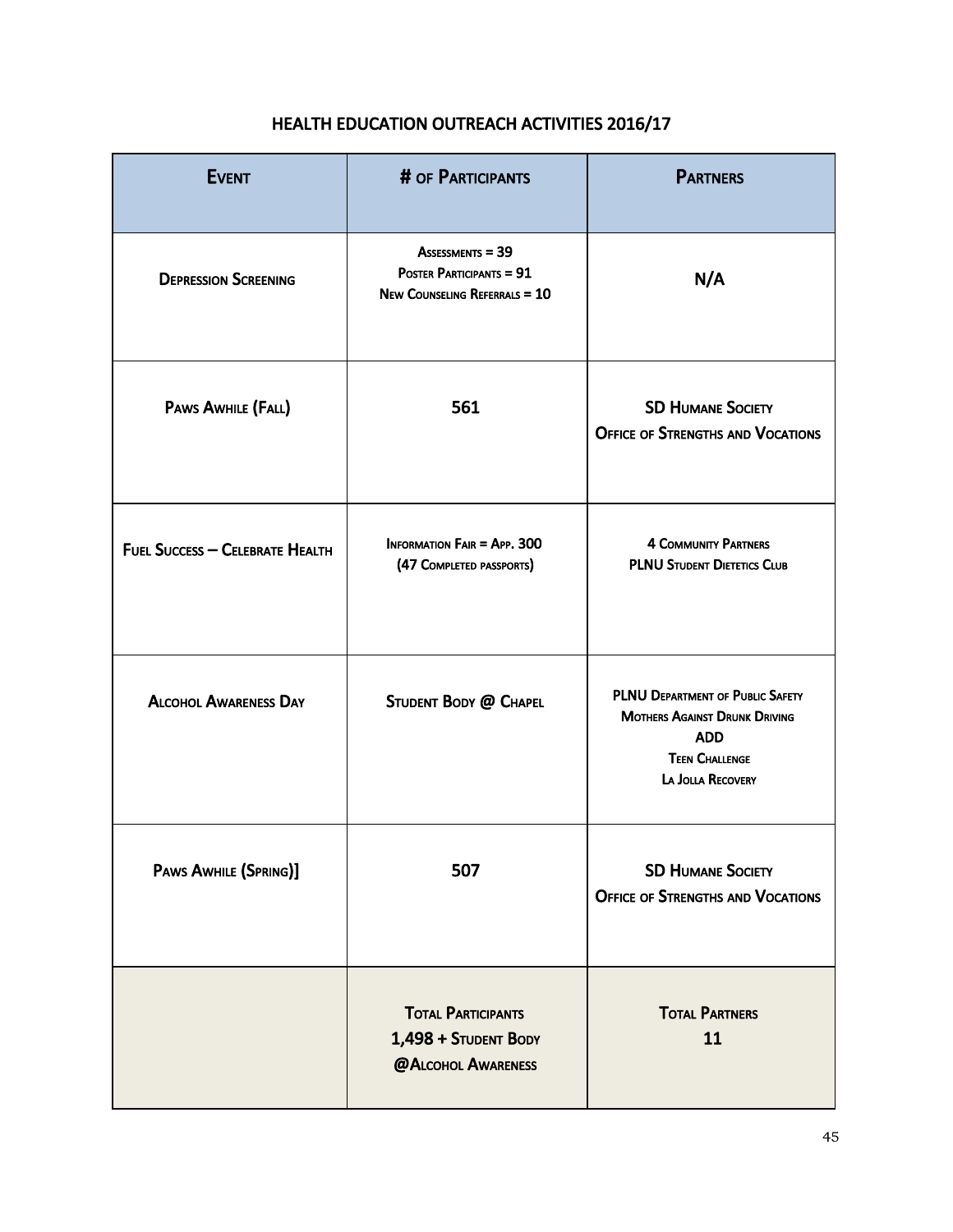# HEALTH EDUCATION OUTREACH ACTIVITIES 2016/17

| Event | # of Participants | Partners |
|---|---|---|
| Depression Screening | Assessments = 39<br>Poster Participants = 91<br>New Counseling Referrals = 10 | N/A |
| Paws Awhile (Fall) | 561 | SD Humane Society<br>Office of Strengths and Vocations |
| Fuel Success – Celebrate Health | Information Fair = App. 300<br>(47 Completed passports) | 4 Community Partners<br>PLNU Student Dietetics Club |
| Alcohol Awareness Day | Student Body @ Chapel | PLNU Department of Public Safety<br>Mothers Against Drunk Driving<br>ADD<br>Teen Challenge<br>La Jolla Recovery |
| Paws Awhile (Spring)] | 507 | SD Humane Society<br>Office of Strengths and Vocations |
| | Total Participants<br>1,498 + Student Body<br>@Alcohol Awareness | Total Partners<br>11 |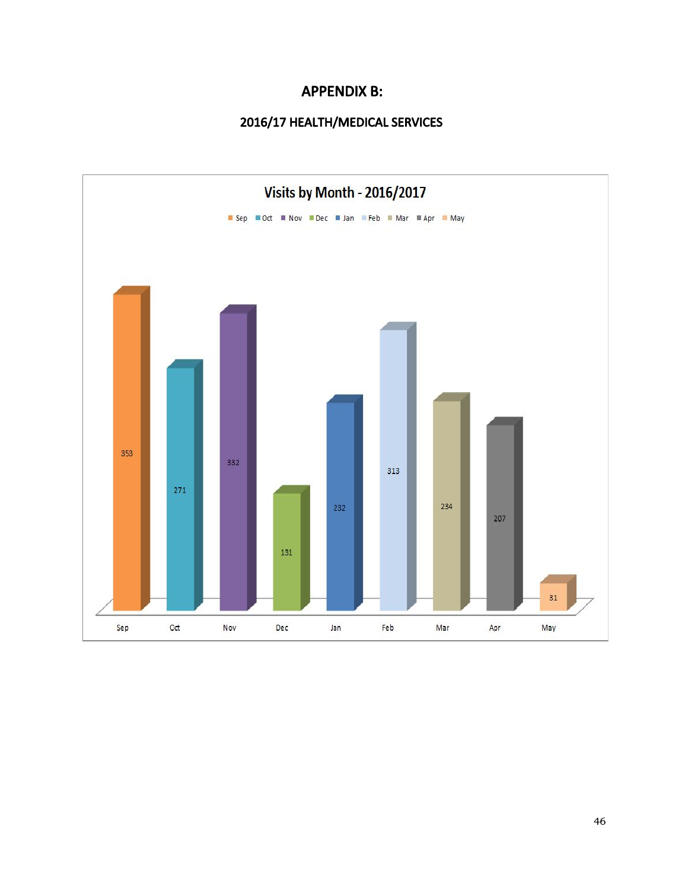# APPENDIX B:

## 2016/17 HEALTH/MEDICAL SERVICES

**Visits by Month - 2016/2017**

| Month | Visits |
|---|---|
| Sep | 353 |
| Oct | 271 |
| Nov | 332 |
| Dec | 131 |
| Jan | 232 |
| Feb | 313 |
| Mar | 234 |
| Apr | 207 |
| May | 31 |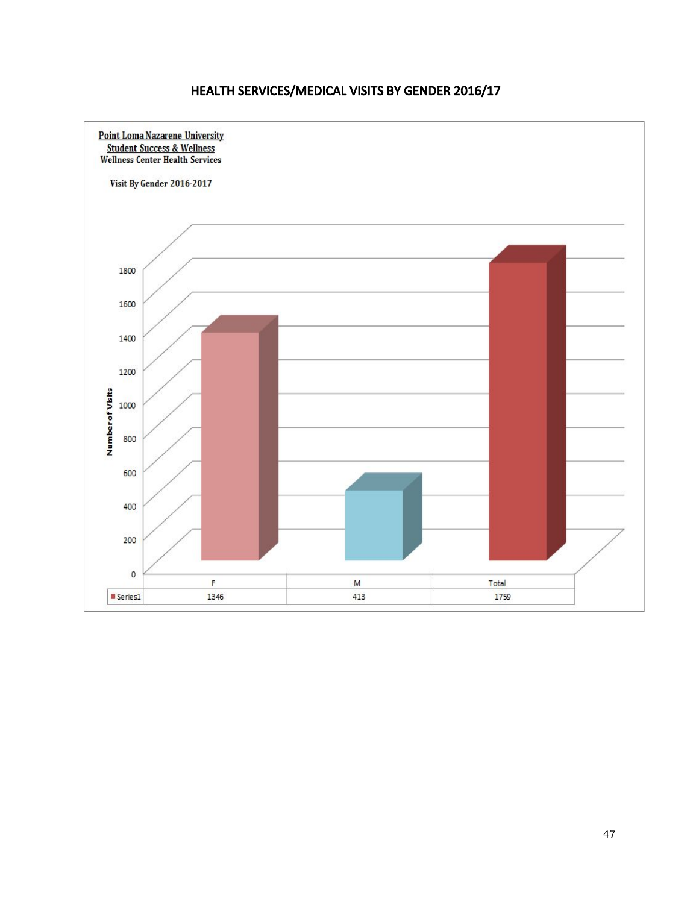## HEALTH SERVICES/MEDICAL VISITS BY GENDER 2016/17

Point Loma Nazarene University
Student Success & Wellness
Wellness Center Health Services

Visit By Gender 2016-2017

| | F | M | Total |
|---|---|---|---|
| Series1 | 1346 | 413 | 1759 |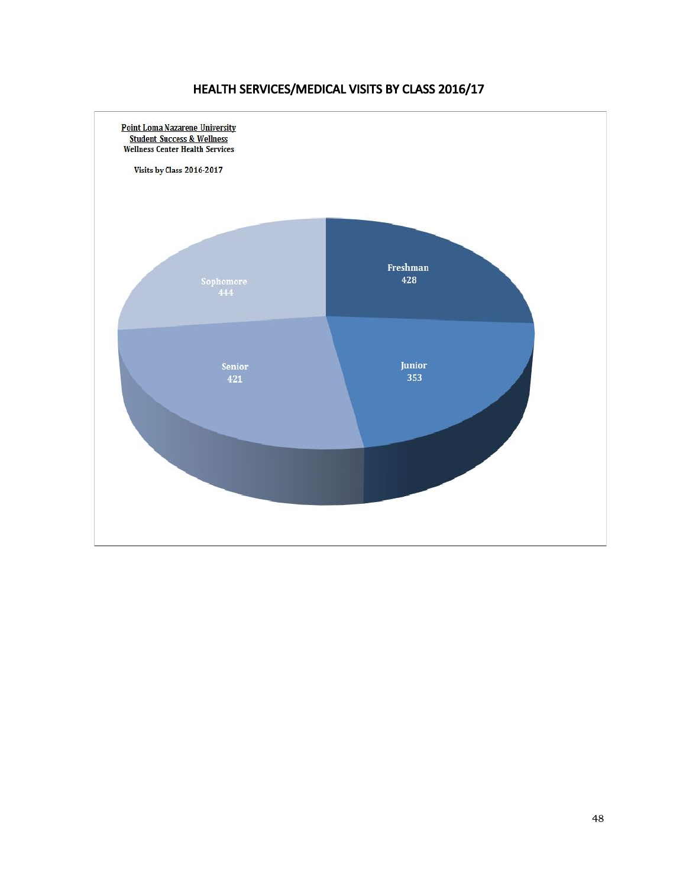## HEALTH SERVICES/MEDICAL VISITS BY CLASS 2016/17

Point Loma Nazarene University
Student Success & Wellness
Wellness Center Health Services

Visits by Class 2016-2017

| Class | Visits |
|---|---|
| Freshman | 428 |
| Sophomore | 444 |
| Junior | 353 |
| Senior | 421 |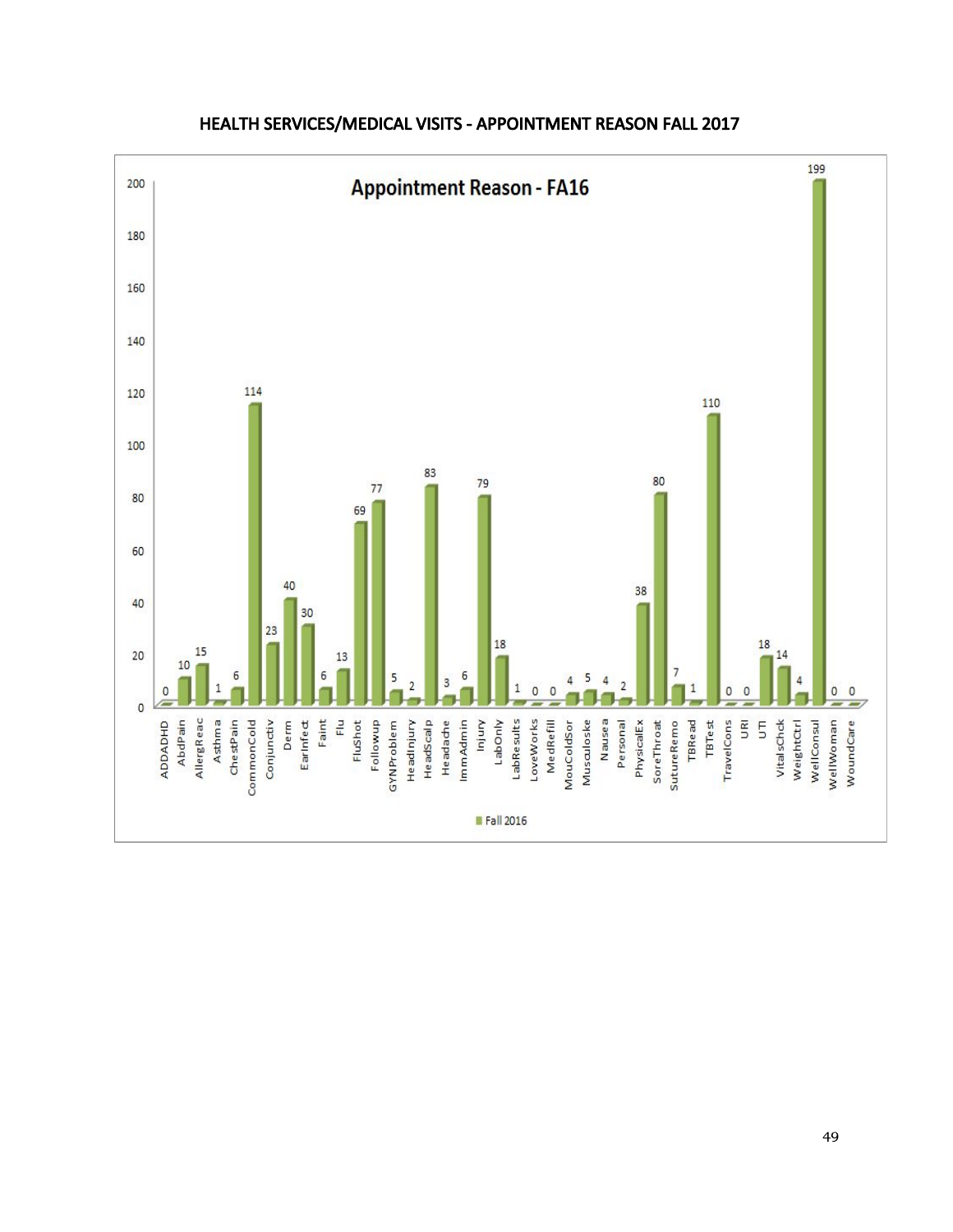## HEALTH SERVICES/MEDICAL VISITS - APPOINTMENT REASON FALL 2017

**Appointment Reason - FA16**

| Appointment Reason | Fall 2016 |
|---|---|
| ADDADHD | 0 |
| AbdPain | 10 |
| AllergReac | 15 |
| Asthma | 1 |
| ChestPain | 6 |
| CommonCold | 114 |
| Conjunctiv | 23 |
| Derm | 40 |
| EarInfect | 30 |
| Faint | 6 |
| Flu | 13 |
| FluShot | 69 |
| Followup | 77 |
| GYNProblem | 5 |
| HeadInjury | 2 |
| HeadScalp | 83 |
| Headache | 3 |
| ImmAdmin | 6 |
| Injury | 79 |
| LabOnly | 18 |
| LabResults | 1 |
| LoveWorks | 0 |
| MedRefill | 0 |
| MouColdSor | 4 |
| Musculoske | 5 |
| Nausea | 4 |
| Personal | 2 |
| PhysicalEx | 38 |
| SoreThroat | 80 |
| SutureRemo | 7 |
| TBRead | 1 |
| TBTest | 110 |
| TravelCons | 0 |
| URI | 0 |
| UTI | 18 |
| VitalsChck | 14 |
| WeightCtrl | 4 |
| WellConsul | 199 |
| WellWoman | 0 |
| WoundCare | 0 |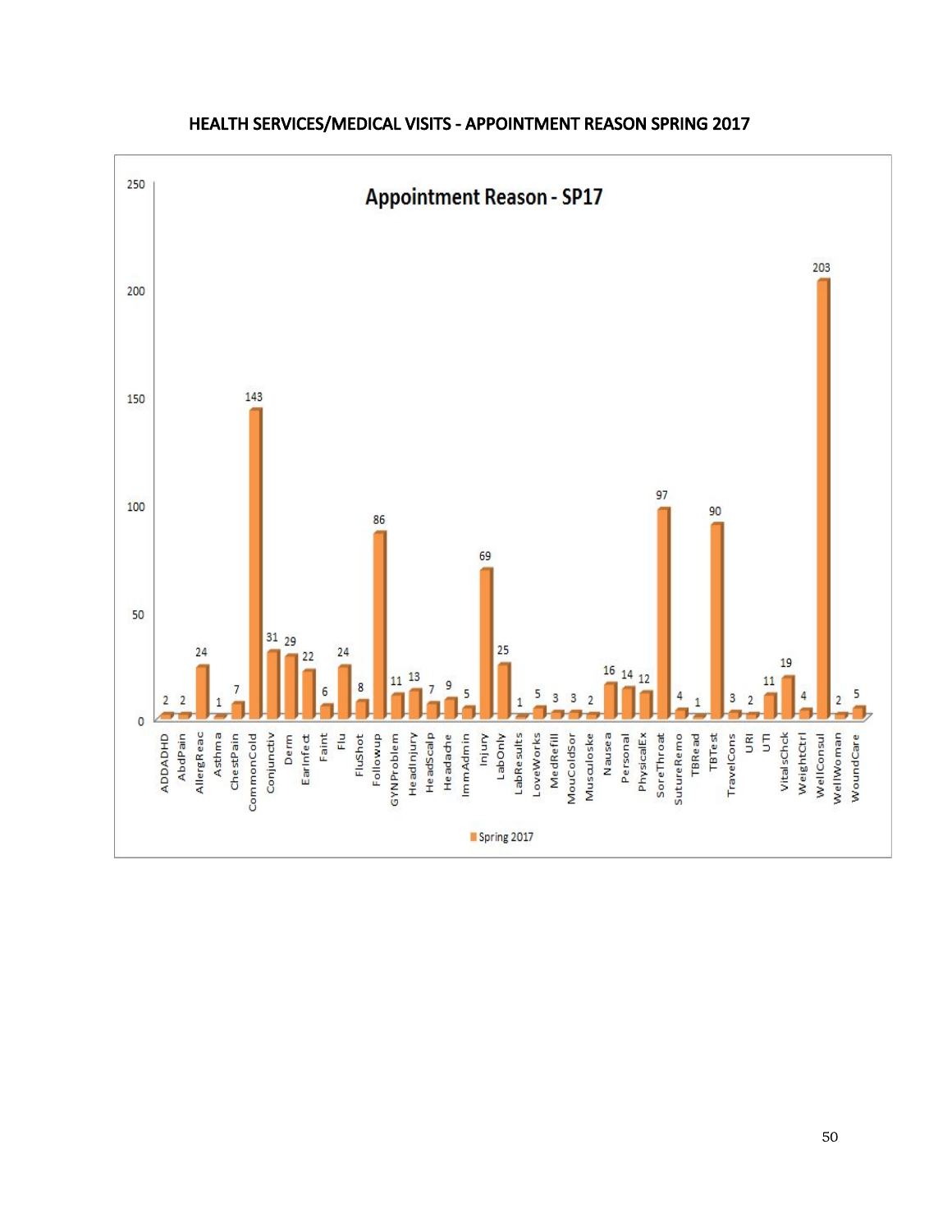## HEALTH SERVICES/MEDICAL VISITS - APPOINTMENT REASON SPRING 2017

**Appointment Reason - SP17**

| Appointment Reason | Spring 2017 |
|---|---|
| ADDADHD | 2 |
| AbdPain | 2 |
| AllergReac | 24 |
| Asthma | 1 |
| ChestPain | 7 |
| CommonCold | 143 |
| Conjunctiv | 31 |
| Derm | 29 |
| EarInfect | 22 |
| Faint | 6 |
| Flu | 24 |
| FluShot | 8 |
| Followup | 86 |
| GYNProblem | 11 |
| HeadInjury | 13 |
| HeadScalp | 7 |
| Headache | 9 |
| ImmAdmin | 5 |
| Injury | 69 |
| LabOnly | 25 |
| LabResults | 1 |
| LoveWorks | 5 |
| MedRefill | 3 |
| MouColdSor | 3 |
| Musculoske | 2 |
| Nausea | 16 |
| Personal | 14 |
| PhysicalEx | 12 |
| SoreThroat | 97 |
| SutureRemo | 4 |
| TBRead | 1 |
| TBTest | 90 |
| TravelCons | 3 |
| URI | 2 |
| UTI | 11 |
| VitalsChck | 19 |
| WeightCtrl | 4 |
| WellConsul | 203 |
| WellWoman | 2 |
| WoundCare | 5 |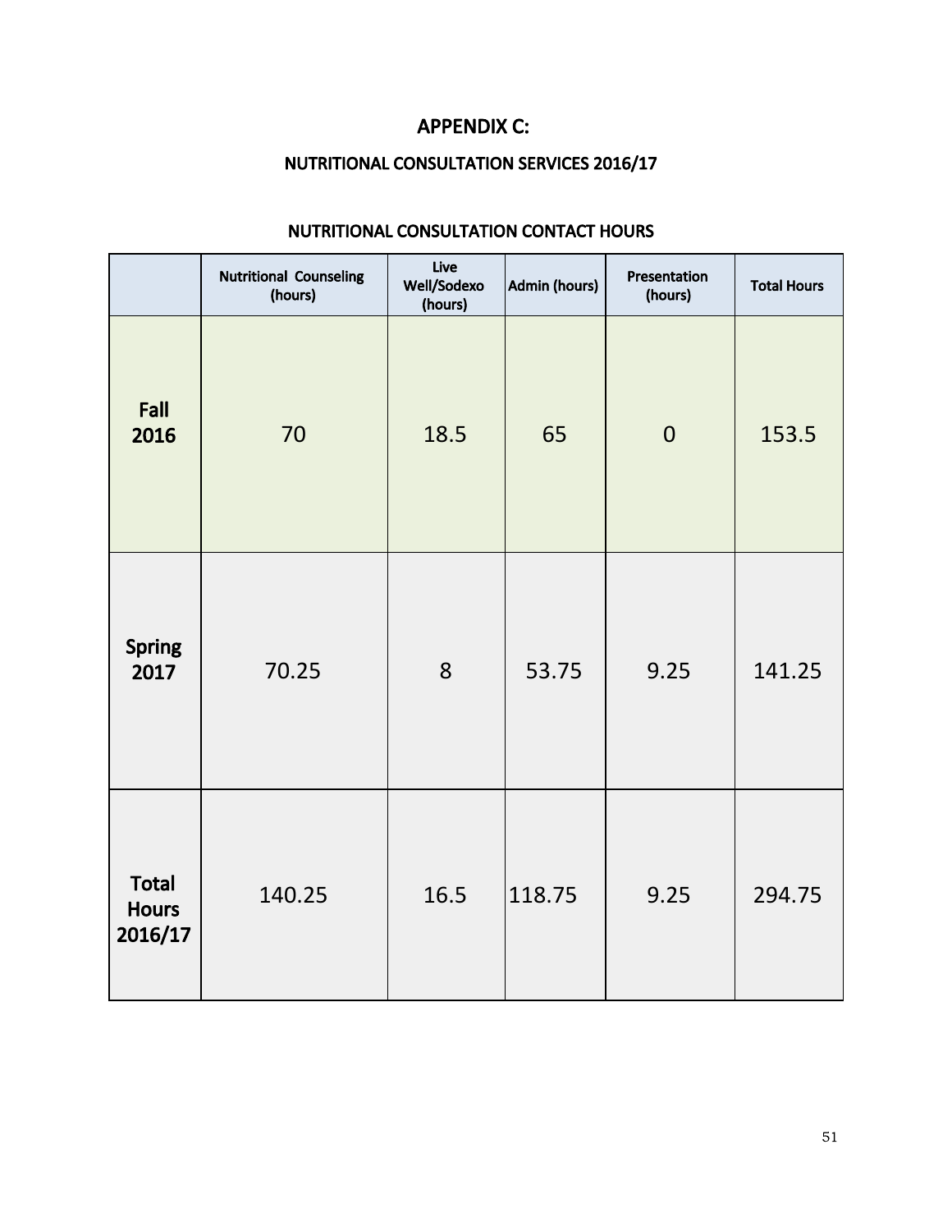# APPENDIX C:

## NUTRITIONAL CONSULTATION SERVICES 2016/17

### NUTRITIONAL CONSULTATION CONTACT HOURS

| | Nutritional Counseling (hours) | Live Well/Sodexo (hours) | Admin (hours) | Presentation (hours) | Total Hours |
|---|---|---|---|---|---|
| **Fall 2016** | 70 | 18.5 | 65 | 0 | 153.5 |
| **Spring 2017** | 70.25 | 8 | 53.75 | 9.25 | 141.25 |
| **Total Hours 2016/17** | 140.25 | 16.5 | 118.75 | 9.25 | 294.75 |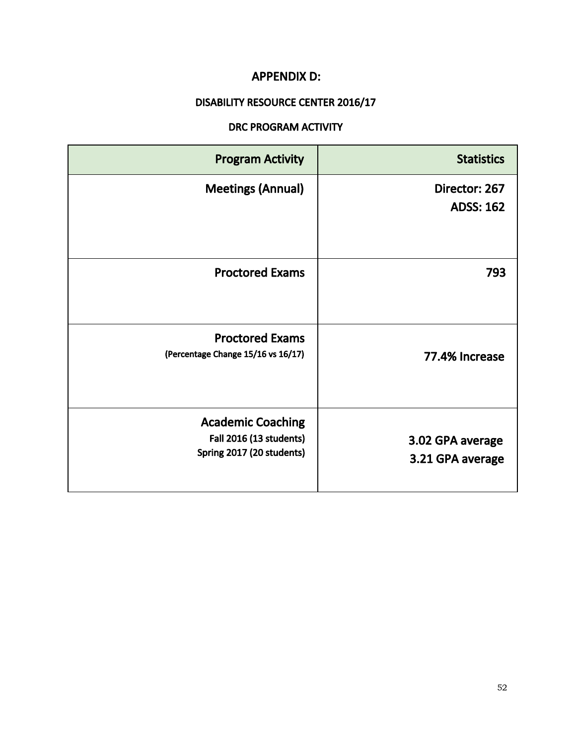# APPENDIX D:

## DISABILITY RESOURCE CENTER 2016/17

### DRC PROGRAM ACTIVITY

| Program Activity | Statistics |
|---|---|
| Meetings (Annual) | Director: 267<br>ADSS: 162 |
| Proctored Exams | 793 |
| Proctored Exams<br>(Percentage Change 15/16 vs 16/17) | 77.4% Increase |
| Academic Coaching<br>Fall 2016 (13 students)<br>Spring 2017 (20 students) | 3.02 GPA average<br>3.21 GPA average |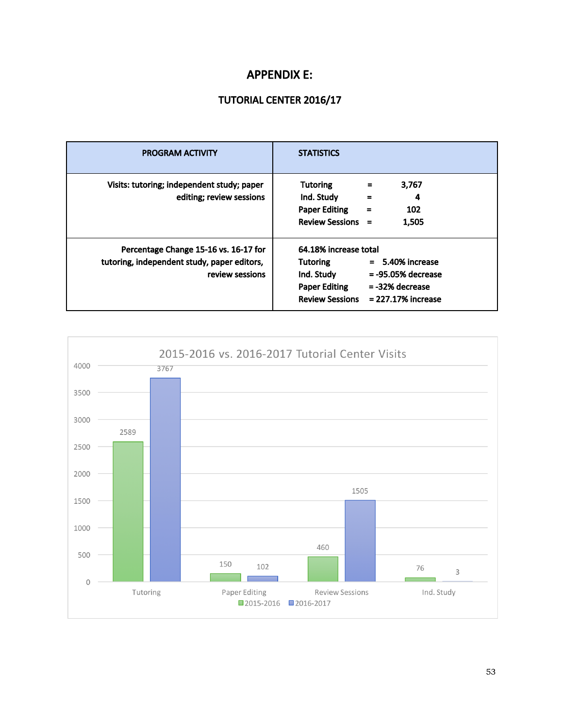# APPENDIX E:

## TUTORIAL CENTER 2016/17

| PROGRAM ACTIVITY | STATISTICS |
| --- | --- |
| Visits: tutoring; independent study; paper editing; review sessions | Tutoring = 3,767<br>Ind. Study = 4<br>Paper Editing = 102<br>Review Sessions = 1,505 |
| Percentage Change 15-16 vs. 16-17 for tutoring, independent study, paper editors, review sessions | 64.18% increase total<br>Tutoring = 5.40% increase<br>Ind. Study = -95.05% decrease<br>Paper Editing = -32% decrease<br>Review Sessions = 227.17% increase |

**2015-2016 vs. 2016-2017 Tutorial Center Visits**

| | 2015-2016 | 2016-2017 |
| --- | --- | --- |
| Tutoring | 2589 | 3767 |
| Paper Editing | 150 | 102 |
| Review Sessions | 460 | 1505 |
| Ind. Study | 76 | 3 |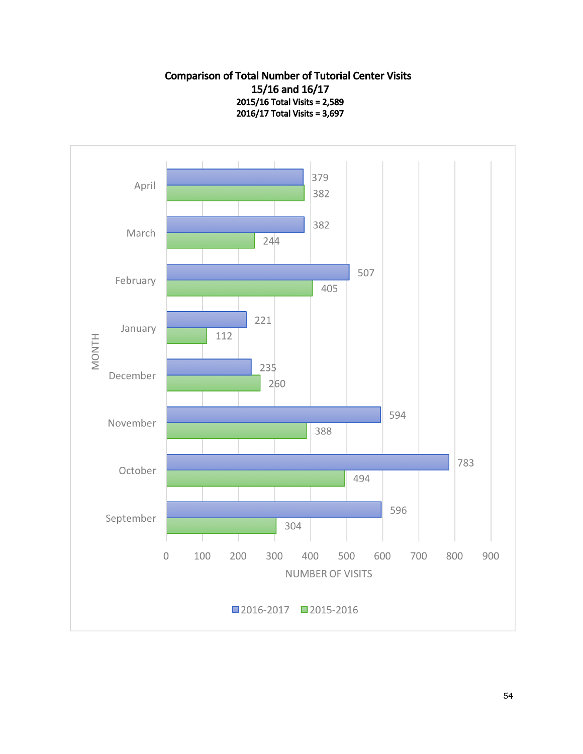**Comparison of Total Number of Tutorial Center Visits**
**15/16 and 16/17**
**2015/16 Total Visits = 2,589**
**2016/17 Total Visits = 3,697**

April
379
382

March
382
244

February
507
405

January
221
112

December
235
260

November
594
388

October
783
494

September
596
304

MONTH

0 100 200 300 400 500 600 700 800 900

NUMBER OF VISITS

2016-2017 2015-2016